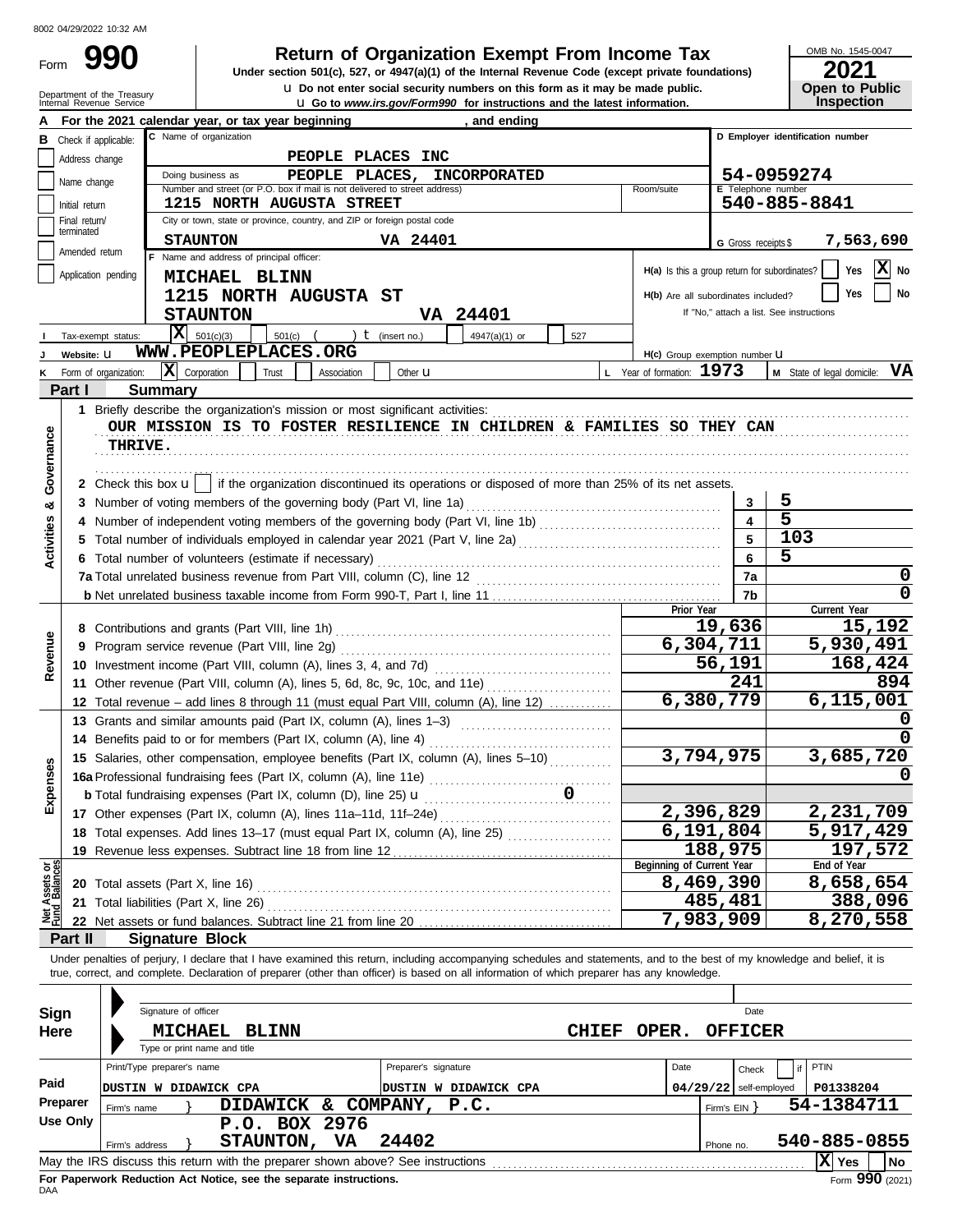8002 04/29/2022 10:32 AM

# Form 990 — Return of Organization Exempt From Income Tax

**Under section 501(c), 527, or 4947(a)(1) of the Internal Revenue Code (except private foundations)**

u Do not enter social security numbers on this form as it may be made public.

u Go to *www.irs.gov/Form990* for instructions and the latest information.

Department of the Treasury
Internal Revenue Service

OMB No. 1545-0047
**2021**
**Open to Public Inspection**

**A** For the 2021 calendar year, or tax year beginning , and ending

**B** Check if applicable:
- Address change
- Name change
- Initial return
- Final return/terminated
- Amended return
- Application pending

**C** Name of organization: **PEOPLE PLACES INC**

Doing business as: **PEOPLE PLACES, INCORPORATED**

Number and street (or P.O. box if mail is not delivered to street address): **1215 NORTH AUGUSTA STREET** Room/suite

City or town, state or province, country, and ZIP or foreign postal code: **STAUNTON VA 24401**

**D** Employer identification number: **54-0959274**

**E** Telephone number: **540-885-8841**

**G** Gross receipts $ **7,563,690**

**F** Name and address of principal officer:
**MICHAEL BLINN**
**1215 NORTH AUGUSTA ST**
**STAUNTON VA 24401**

**H(a)** Is this a group return for subordinates? Yes [ ] No [X]

**H(b)** Are all subordinates included? Yes [ ] No [ ]
If "No," attach a list. See instructions

**H(c)** Group exemption number u

**I** Tax-exempt status: [X] 501(c)(3) [ ] 501(c) ( ) t (insert no.) [ ] 4947(a)(1) or [ ] 527

**J** Website: u **WWW.PEOPLEPLACES.ORG**

**K** Form of organization: [X] Corporation [ ] Trust [ ] Association [ ] Other u

**L** Year of formation: **1973**

**M** State of legal domicile: **VA**

## Part I Summary

**Activities & Governance**

1 Briefly describe the organization's mission or most significant activities:
**OUR MISSION IS TO FOSTER RESILIENCE IN CHILDREN & FAMILIES SO THEY CAN THRIVE.**

2 Check this box u [ ] if the organization discontinued its operations or disposed of more than 25% of its net assets.

| | | | |
|---|---|---|---|
| 3 | Number of voting members of the governing body (Part VI, line 1a) | 3 | 5 |
| 4 | Number of independent voting members of the governing body (Part VI, line 1b) | 4 | 5 |
| 5 | Total number of individuals employed in calendar year 2021 (Part V, line 2a) | 5 | 103 |
| 6 | Total number of volunteers (estimate if necessary) | 6 | 5 |
| 7a | Total unrelated business revenue from Part VIII, column (C), line 12 | 7a | 0 |
| b | Net unrelated business taxable income from Form 990-T, Part I, line 11 | 7b | 0 |

| | | Prior Year | Current Year |
|---|---|---|---|
| **Revenue** | | | |
| 8 | Contributions and grants (Part VIII, line 1h) | 19,636 | 15,192 |
| 9 | Program service revenue (Part VIII, line 2g) | 6,304,711 | 5,930,491 |
| 10 | Investment income (Part VIII, column (A), lines 3, 4, and 7d) | 56,191 | 168,424 |
| 11 | Other revenue (Part VIII, column (A), lines 5, 6d, 8c, 9c, 10c, and 11e) | 241 | 894 |
| 12 | Total revenue – add lines 8 through 11 (must equal Part VIII, column (A), line 12) | 6,380,779 | 6,115,001 |
| **Expenses** | | | |
| 13 | Grants and similar amounts paid (Part IX, column (A), lines 1–3) | | 0 |
| 14 | Benefits paid to or for members (Part IX, column (A), line 4) | | 0 |
| 15 | Salaries, other compensation, employee benefits (Part IX, column (A), lines 5–10) | 3,794,975 | 3,685,720 |
| 16a | Professional fundraising fees (Part IX, column (A), line 11e) | | 0 |
| b | Total fundraising expenses (Part IX, column (D), line 25) u 0 | | |
| 17 | Other expenses (Part IX, column (A), lines 11a–11d, 11f–24e) | 2,396,829 | 2,231,709 |
| 18 | Total expenses. Add lines 13–17 (must equal Part IX, column (A), line 25) | 6,191,804 | 5,917,429 |
| 19 | Revenue less expenses. Subtract line 18 from line 12 | 188,975 | 197,572 |

| **Net Assets or Fund Balances** | | Beginning of Current Year | End of Year |
|---|---|---|---|
| 20 | Total assets (Part X, line 16) | 8,469,390 | 8,658,654 |
| 21 | Total liabilities (Part X, line 26) | 485,481 | 388,096 |
| 22 | Net assets or fund balances. Subtract line 21 from line 20 | 7,983,909 | 8,270,558 |

## Part II Signature Block

Under penalties of perjury, I declare that I have examined this return, including accompanying schedules and statements, and to the best of my knowledge and belief, it is true, correct, and complete. Declaration of preparer (other than officer) is based on all information of which preparer has any knowledge.

**Sign Here**

Signature of officer — Date

**MICHAEL BLINN** — **CHIEF OPER. OFFICER**
Type or print name and title

**Paid Preparer Use Only**

| Print/Type preparer's name | Preparer's signature | Date | Check [ ] if self-employed | PTIN |
|---|---|---|---|---|
| DUSTIN W DIDAWICK CPA | DUSTIN W DIDAWICK CPA | 04/29/22 | | P01338204 |

Firm's name } **DIDAWICK & COMPANY, P.C.** — Firm's EIN } **54-1384711**

Firm's address } **P.O. BOX 2976 STAUNTON, VA 24402** — Phone no. **540-885-0855**

May the IRS discuss this return with the preparer shown above? See instructions [X] Yes [ ] No

**For Paperwork Reduction Act Notice, see the separate instructions.**
DAA
Form **990** (2021)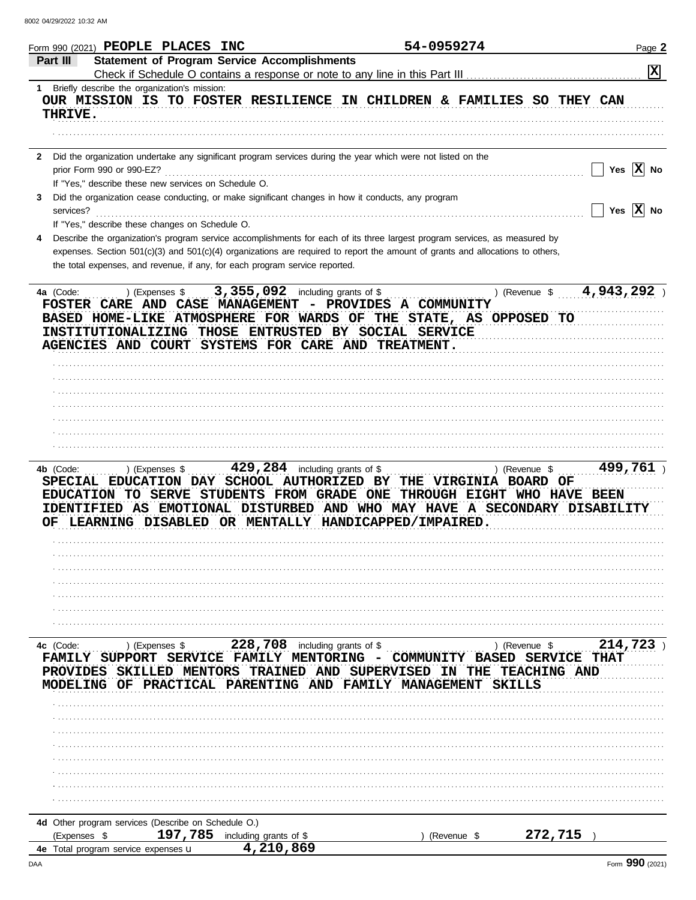Form 990 (2021) PEOPLE PLACES INC 54-0959274 Page 2

**Part III Statement of Program Service Accomplishments**

Check if Schedule O contains a response or note to any line in this Part III [X]

**1** Briefly describe the organization's mission:

OUR MISSION IS TO FOSTER RESILIENCE IN CHILDREN & FAMILIES SO THEY CAN THRIVE.

**2** Did the organization undertake any significant program services during the year which were not listed on the prior Form 990 or 990-EZ? [ ] Yes [X] No

If "Yes," describe these new services on Schedule O.

**3** Did the organization cease conducting, or make significant changes in how it conducts, any program services? [ ] Yes [X] No

If "Yes," describe these changes on Schedule O.

**4** Describe the organization's program service accomplishments for each of its three largest program services, as measured by expenses. Section 501(c)(3) and 501(c)(4) organizations are required to report the amount of grants and allocations to others, the total expenses, and revenue, if any, for each program service reported.

**4a** (Code: ) (Expenses $ 3,355,092 including grants of $ ) (Revenue $ 4,943,292 )

FOSTER CARE AND CASE MANAGEMENT - PROVIDES A COMMUNITY BASED HOME-LIKE ATMOSPHERE FOR WARDS OF THE STATE, AS OPPOSED TO INSTITUTIONALIZING THOSE ENTRUSTED BY SOCIAL SERVICE AGENCIES AND COURT SYSTEMS FOR CARE AND TREATMENT.

**4b** (Code: ) (Expenses $ 429,284 including grants of $ ) (Revenue $ 499,761 )

SPECIAL EDUCATION DAY SCHOOL AUTHORIZED BY THE VIRGINIA BOARD OF EDUCATION TO SERVE STUDENTS FROM GRADE ONE THROUGH EIGHT WHO HAVE BEEN IDENTIFIED AS EMOTIONAL DISTURBED AND WHO MAY HAVE A SECONDARY DISABILITY OF LEARNING DISABLED OR MENTALLY HANDICAPPED/IMPAIRED.

**4c** (Code: ) (Expenses $ 228,708 including grants of $ ) (Revenue $ 214,723 )

FAMILY SUPPORT SERVICE FAMILY MENTORING - COMMUNITY BASED SERVICE THAT PROVIDES SKILLED MENTORS TRAINED AND SUPERVISED IN THE TEACHING AND MODELING OF PRACTICAL PARENTING AND FAMILY MANAGEMENT SKILLS

**4d** Other program services (Describe on Schedule O.)

(Expenses $ 197,785 including grants of $ ) (Revenue $ 272,715 )

**4e** Total program service expenses 4,210,869

Form **990** (2021)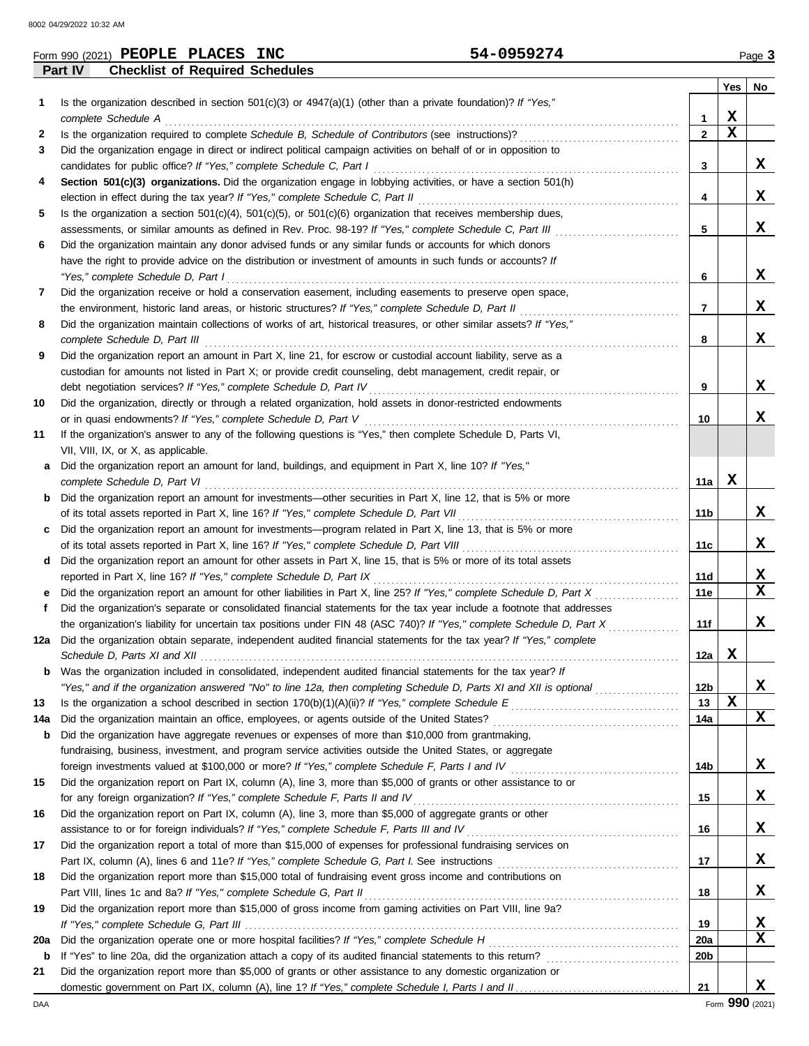Form 990 (2021) **PEOPLE PLACES INC** **54-0959274**

## Part IV Checklist of Required Schedules

| | | | Yes | No |
|---|---|---|---|---|
| **1** | Is the organization described in section 501(c)(3) or 4947(a)(1) (other than a private foundation)? *If "Yes," complete Schedule A* | **1** | X | |
| **2** | Is the organization required to complete *Schedule B, Schedule of Contributors* (see instructions)? | **2** | X | |
| **3** | Did the organization engage in direct or indirect political campaign activities on behalf of or in opposition to candidates for public office? *If "Yes," complete Schedule C, Part I* | **3** | | X |
| **4** | **Section 501(c)(3) organizations.** Did the organization engage in lobbying activities, or have a section 501(h) election in effect during the tax year? *If "Yes," complete Schedule C, Part II* | **4** | | X |
| **5** | Is the organization a section 501(c)(4), 501(c)(5), or 501(c)(6) organization that receives membership dues, assessments, or similar amounts as defined in Rev. Proc. 98-19? *If "Yes," complete Schedule C, Part III* | **5** | | X |
| **6** | Did the organization maintain any donor advised funds or any similar funds or accounts for which donors have the right to provide advice on the distribution or investment of amounts in such funds or accounts? *If "Yes," complete Schedule D, Part I* | **6** | | X |
| **7** | Did the organization receive or hold a conservation easement, including easements to preserve open space, the environment, historic land areas, or historic structures? *If "Yes," complete Schedule D, Part II* | **7** | | X |
| **8** | Did the organization maintain collections of works of art, historical treasures, or other similar assets? *If "Yes," complete Schedule D, Part III* | **8** | | X |
| **9** | Did the organization report an amount in Part X, line 21, for escrow or custodial account liability, serve as a custodian for amounts not listed in Part X; or provide credit counseling, debt management, credit repair, or debt negotiation services? *If "Yes," complete Schedule D, Part IV* | **9** | | X |
| **10** | Did the organization, directly or through a related organization, hold assets in donor-restricted endowments or in quasi endowments? *If "Yes," complete Schedule D, Part V* | **10** | | X |
| **11** | If the organization's answer to any of the following questions is "Yes," then complete Schedule D, Parts VI, VII, VIII, IX, or X, as applicable. | | | |
| **a** | Did the organization report an amount for land, buildings, and equipment in Part X, line 10? *If "Yes," complete Schedule D, Part VI* | **11a** | X | |
| **b** | Did the organization report an amount for investments—other securities in Part X, line 12, that is 5% or more of its total assets reported in Part X, line 16? *If "Yes," complete Schedule D, Part VII* | **11b** | | X |
| **c** | Did the organization report an amount for investments—program related in Part X, line 13, that is 5% or more of its total assets reported in Part X, line 16? *If "Yes," complete Schedule D, Part VIII* | **11c** | | X |
| **d** | Did the organization report an amount for other assets in Part X, line 15, that is 5% or more of its total assets reported in Part X, line 16? *If "Yes," complete Schedule D, Part IX* | **11d** | | X |
| **e** | Did the organization report an amount for other liabilities in Part X, line 25? *If "Yes," complete Schedule D, Part X* | **11e** | | X |
| **f** | Did the organization's separate or consolidated financial statements for the tax year include a footnote that addresses the organization's liability for uncertain tax positions under FIN 48 (ASC 740)? *If "Yes," complete Schedule D, Part X* | **11f** | | X |
| **12a** | Did the organization obtain separate, independent audited financial statements for the tax year? *If "Yes," complete Schedule D, Parts XI and XII* | **12a** | X | |
| **b** | Was the organization included in consolidated, independent audited financial statements for the tax year? *If "Yes," and if the organization answered "No" to line 12a, then completing Schedule D, Parts XI and XII is optional* | **12b** | | X |
| **13** | Is the organization a school described in section 170(b)(1)(A)(ii)? *If "Yes," complete Schedule E* | **13** | X | |
| **14a** | Did the organization maintain an office, employees, or agents outside of the United States? | **14a** | | X |
| **b** | Did the organization have aggregate revenues or expenses of more than $10,000 from grantmaking, fundraising, business, investment, and program service activities outside the United States, or aggregate foreign investments valued at $100,000 or more? *If "Yes," complete Schedule F, Parts I and IV* | **14b** | | X |
| **15** | Did the organization report on Part IX, column (A), line 3, more than $5,000 of grants or other assistance to or for any foreign organization? *If "Yes," complete Schedule F, Parts II and IV* | **15** | | X |
| **16** | Did the organization report on Part IX, column (A), line 3, more than $5,000 of aggregate grants or other assistance to or for foreign individuals? *If "Yes," complete Schedule F, Parts III and IV* | **16** | | X |
| **17** | Did the organization report a total of more than $15,000 of expenses for professional fundraising services on Part IX, column (A), lines 6 and 11e? *If "Yes," complete Schedule G, Part I.* See instructions | **17** | | X |
| **18** | Did the organization report more than $15,000 total of fundraising event gross income and contributions on Part VIII, lines 1c and 8a? *If "Yes," complete Schedule G, Part II* | **18** | | X |
| **19** | Did the organization report more than $15,000 of gross income from gaming activities on Part VIII, line 9a? *If "Yes," complete Schedule G, Part III* | **19** | | X |
| **20a** | Did the organization operate one or more hospital facilities? *If "Yes," complete Schedule H* | **20a** | | X |
| **b** | If "Yes" to line 20a, did the organization attach a copy of its audited financial statements to this return? | **20b** | | |
| **21** | Did the organization report more than $5,000 of grants or other assistance to any domestic organization or domestic government on Part IX, column (A), line 1? *If "Yes," complete Schedule I, Parts I and II* | **21** | | X |

Form **990** (2021)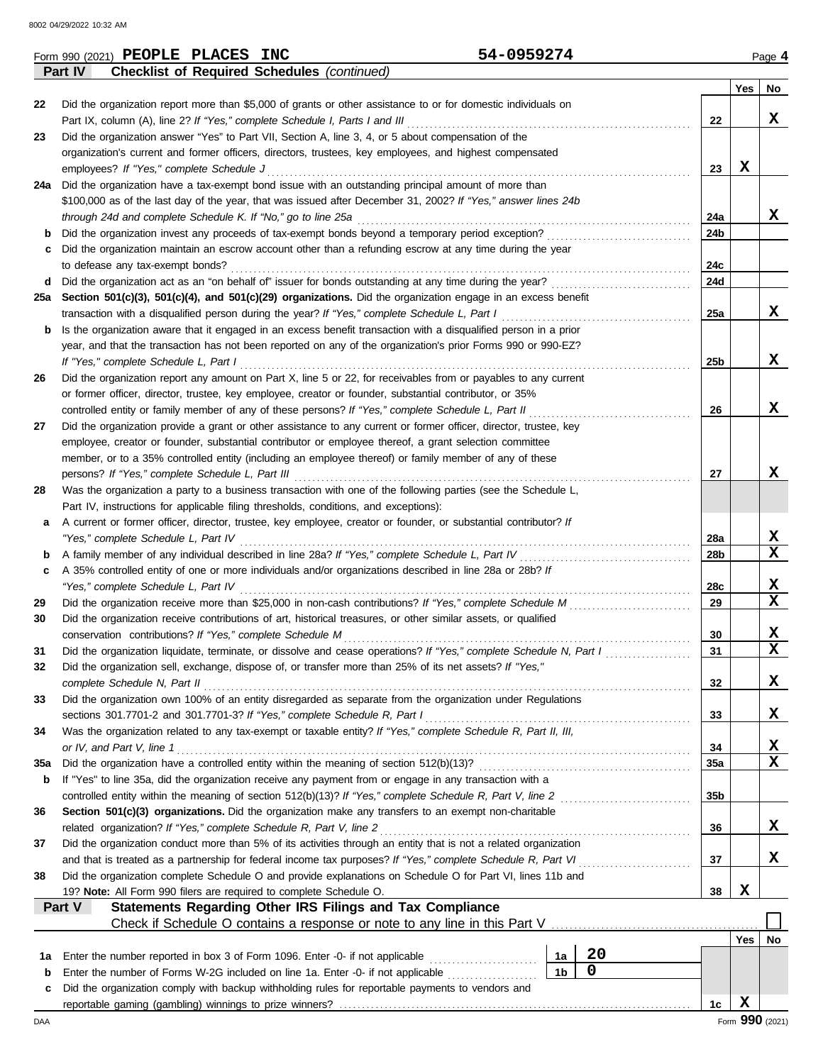Form 990 (2021) **PEOPLE PLACES INC** **54-0959274** Page **4**

**Part IV Checklist of Required Schedules** *(continued)*

| | | | Yes | No |
|---|---|---|---|---|
| 22 | Did the organization report more than $5,000 of grants or other assistance to or for domestic individuals on Part IX, column (A), line 2? *If "Yes," complete Schedule I, Parts I and III* | 22 | | X |
| 23 | Did the organization answer "Yes" to Part VII, Section A, line 3, 4, or 5 about compensation of the organization's current and former officers, directors, trustees, key employees, and highest compensated employees? *If "Yes," complete Schedule J* | 23 | X | |
| 24a | Did the organization have a tax-exempt bond issue with an outstanding principal amount of more than $100,000 as of the last day of the year, that was issued after December 31, 2002? *If "Yes," answer lines 24b through 24d and complete Schedule K. If "No," go to line 25a* | 24a | | X |
| b | Did the organization invest any proceeds of tax-exempt bonds beyond a temporary period exception? | 24b | | |
| c | Did the organization maintain an escrow account other than a refunding escrow at any time during the year to defease any tax-exempt bonds? | 24c | | |
| d | Did the organization act as an "on behalf of" issuer for bonds outstanding at any time during the year? | 24d | | |
| 25a | **Section 501(c)(3), 501(c)(4), and 501(c)(29) organizations.** Did the organization engage in an excess benefit transaction with a disqualified person during the year? *If "Yes," complete Schedule L, Part I* | 25a | | X |
| b | Is the organization aware that it engaged in an excess benefit transaction with a disqualified person in a prior year, and that the transaction has not been reported on any of the organization's prior Forms 990 or 990-EZ? *If "Yes," complete Schedule L, Part I* | 25b | | X |
| 26 | Did the organization report any amount on Part X, line 5 or 22, for receivables from or payables to any current or former officer, director, trustee, key employee, creator or founder, substantial contributor, or 35% controlled entity or family member of any of these persons? *If "Yes," complete Schedule L, Part II* | 26 | | X |
| 27 | Did the organization provide a grant or other assistance to any current or former officer, director, trustee, key employee, creator or founder, substantial contributor or employee thereof, a grant selection committee member, or to a 35% controlled entity (including an employee thereof) or family member of any of these persons? *If "Yes," complete Schedule L, Part III* | 27 | | X |
| 28 | Was the organization a party to a business transaction with one of the following parties (see the Schedule L, Part IV, instructions for applicable filing thresholds, conditions, and exceptions): | | | |
| a | A current or former officer, director, trustee, key employee, creator or founder, or substantial contributor? *If "Yes," complete Schedule L, Part IV* | 28a | | X |
| b | A family member of any individual described in line 28a? *If "Yes," complete Schedule L, Part IV* | 28b | | X |
| c | A 35% controlled entity of one or more individuals and/or organizations described in line 28a or 28b? *If "Yes," complete Schedule L, Part IV* | 28c | | X |
| 29 | Did the organization receive more than $25,000 in non-cash contributions? *If "Yes," complete Schedule M* | 29 | | X |
| 30 | Did the organization receive contributions of art, historical treasures, or other similar assets, or qualified conservation contributions? *If "Yes," complete Schedule M* | 30 | | X |
| 31 | Did the organization liquidate, terminate, or dissolve and cease operations? *If "Yes," complete Schedule N, Part I* | 31 | | X |
| 32 | Did the organization sell, exchange, dispose of, or transfer more than 25% of its net assets? *If "Yes," complete Schedule N, Part II* | 32 | | X |
| 33 | Did the organization own 100% of an entity disregarded as separate from the organization under Regulations sections 301.7701-2 and 301.7701-3? *If "Yes," complete Schedule R, Part I* | 33 | | X |
| 34 | Was the organization related to any tax-exempt or taxable entity? *If "Yes," complete Schedule R, Part II, III, or IV, and Part V, line 1* | 34 | | X |
| 35a | Did the organization have a controlled entity within the meaning of section 512(b)(13)? | 35a | | X |
| b | If "Yes" to line 35a, did the organization receive any payment from or engage in any transaction with a controlled entity within the meaning of section 512(b)(13)? *If "Yes," complete Schedule R, Part V, line 2* | 35b | | |
| 36 | **Section 501(c)(3) organizations.** Did the organization make any transfers to an exempt non-charitable related organization? *If "Yes," complete Schedule R, Part V, line 2* | 36 | | X |
| 37 | Did the organization conduct more than 5% of its activities through an entity that is not a related organization and that is treated as a partnership for federal income tax purposes? *If "Yes," complete Schedule R, Part VI* | 37 | | X |
| 38 | Did the organization complete Schedule O and provide explanations on Schedule O for Part VI, lines 11b and 19? **Note:** All Form 990 filers are required to complete Schedule O. | 38 | X | |

**Part V Statements Regarding Other IRS Filings and Tax Compliance**

Check if Schedule O contains a response or note to any line in this Part V ☐

| | | | | | Yes | No |
|---|---|---|---|---|---|---|
| 1a | Enter the number reported in box 3 of Form 1096. Enter -0- if not applicable | 1a | 20 | | | |
| b | Enter the number of Forms W-2G included on line 1a. Enter -0- if not applicable | 1b | 0 | | | |
| c | Did the organization comply with backup withholding rules for reportable payments to vendors and reportable gaming (gambling) winnings to prize winners? | | | 1c | X | |

Form **990** (2021)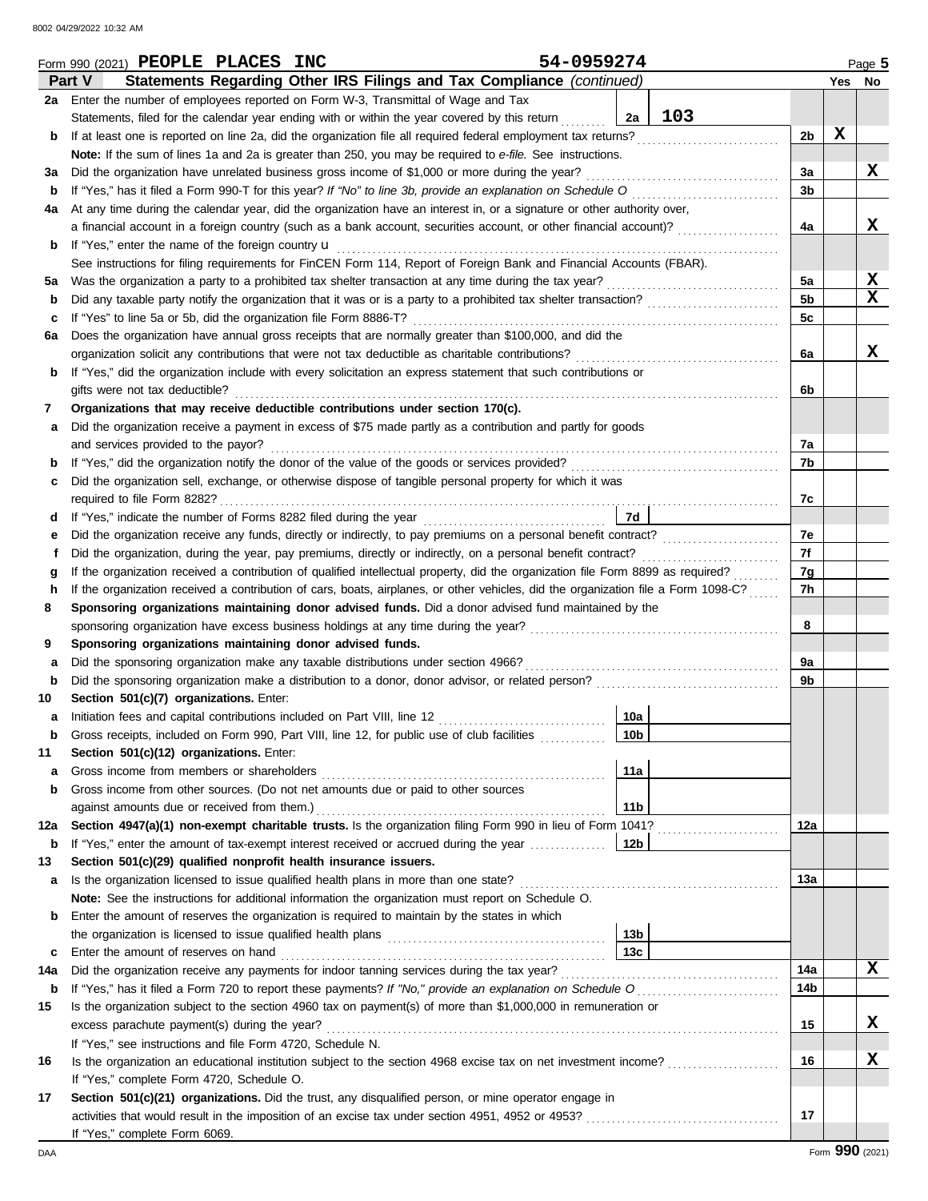Form 990 (2021) **PEOPLE PLACES INC** **54-0959274** Page 5

## Part V Statements Regarding Other IRS Filings and Tax Compliance *(continued)*

| | | | | Line | Yes | No |
|---|---|---|---|---|---|---|
| **2a** | Enter the number of employees reported on Form W-3, Transmittal of Wage and Tax Statements, filed for the calendar year ending with or within the year covered by this return | 2a | 103 | | | |
| **b** | If at least one is reported on line 2a, did the organization file all required federal employment tax returns? | | | 2b | X | |
| | **Note:** If the sum of lines 1a and 2a is greater than 250, you may be required to *e-file.* See instructions. | | | | | |
| **3a** | Did the organization have unrelated business gross income of $1,000 or more during the year? | | | 3a | | X |
| **b** | If "Yes," has it filed a Form 990-T for this year? *If "No" to line 3b, provide an explanation on Schedule O* | | | 3b | | |
| **4a** | At any time during the calendar year, did the organization have an interest in, or a signature or other authority over, a financial account in a foreign country (such as a bank account, securities account, or other financial account)? | | | 4a | | X |
| **b** | If "Yes," enter the name of the foreign country u | | | | | |
| | See instructions for filing requirements for FinCEN Form 114, Report of Foreign Bank and Financial Accounts (FBAR). | | | | | |
| **5a** | Was the organization a party to a prohibited tax shelter transaction at any time during the tax year? | | | 5a | | X |
| **b** | Did any taxable party notify the organization that it was or is a party to a prohibited tax shelter transaction? | | | 5b | | X |
| **c** | If "Yes" to line 5a or 5b, did the organization file Form 8886-T? | | | 5c | | |
| **6a** | Does the organization have annual gross receipts that are normally greater than $100,000, and did the organization solicit any contributions that were not tax deductible as charitable contributions? | | | 6a | | X |
| **b** | If "Yes," did the organization include with every solicitation an express statement that such contributions or gifts were not tax deductible? | | | 6b | | |
| **7** | **Organizations that may receive deductible contributions under section 170(c).** | | | | | |
| **a** | Did the organization receive a payment in excess of $75 made partly as a contribution and partly for goods and services provided to the payor? | | | 7a | | |
| **b** | If "Yes," did the organization notify the donor of the value of the goods or services provided? | | | 7b | | |
| **c** | Did the organization sell, exchange, or otherwise dispose of tangible personal property for which it was required to file Form 8282? | | | 7c | | |
| **d** | If "Yes," indicate the number of Forms 8282 filed during the year | 7d | | | | |
| **e** | Did the organization receive any funds, directly or indirectly, to pay premiums on a personal benefit contract? | | | 7e | | |
| **f** | Did the organization, during the year, pay premiums, directly or indirectly, on a personal benefit contract? | | | 7f | | |
| **g** | If the organization received a contribution of qualified intellectual property, did the organization file Form 8899 as required? | | | 7g | | |
| **h** | If the organization received a contribution of cars, boats, airplanes, or other vehicles, did the organization file a Form 1098-C? | | | 7h | | |
| **8** | **Sponsoring organizations maintaining donor advised funds.** Did a donor advised fund maintained by the sponsoring organization have excess business holdings at any time during the year? | | | 8 | | |
| **9** | **Sponsoring organizations maintaining donor advised funds.** | | | | | |
| **a** | Did the sponsoring organization make any taxable distributions under section 4966? | | | 9a | | |
| **b** | Did the sponsoring organization make a distribution to a donor, donor advisor, or related person? | | | 9b | | |
| **10** | **Section 501(c)(7) organizations.** Enter: | | | | | |
| **a** | Initiation fees and capital contributions included on Part VIII, line 12 | 10a | | | | |
| **b** | Gross receipts, included on Form 990, Part VIII, line 12, for public use of club facilities | 10b | | | | |
| **11** | **Section 501(c)(12) organizations.** Enter: | | | | | |
| **a** | Gross income from members or shareholders | 11a | | | | |
| **b** | Gross income from other sources. (Do not net amounts due or paid to other sources against amounts due or received from them.) | 11b | | | | |
| **12a** | **Section 4947(a)(1) non-exempt charitable trusts.** Is the organization filing Form 990 in lieu of Form 1041? | | | 12a | | |
| **b** | If "Yes," enter the amount of tax-exempt interest received or accrued during the year | 12b | | | | |
| **13** | **Section 501(c)(29) qualified nonprofit health insurance issuers.** | | | | | |
| **a** | Is the organization licensed to issue qualified health plans in more than one state? | | | 13a | | |
| | **Note:** See the instructions for additional information the organization must report on Schedule O. | | | | | |
| **b** | Enter the amount of reserves the organization is required to maintain by the states in which the organization is licensed to issue qualified health plans | 13b | | | | |
| **c** | Enter the amount of reserves on hand | 13c | | | | |
| **14a** | Did the organization receive any payments for indoor tanning services during the tax year? | | | 14a | | X |
| **b** | If "Yes," has it filed a Form 720 to report these payments? *If "No," provide an explanation on Schedule O* | | | 14b | | |
| **15** | Is the organization subject to the section 4960 tax on payment(s) of more than $1,000,000 in remuneration or excess parachute payment(s) during the year? | | | 15 | | X |
| | If "Yes," see instructions and file Form 4720, Schedule N. | | | | | |
| **16** | Is the organization an educational institution subject to the section 4968 excise tax on net investment income? | | | 16 | | X |
| | If "Yes," complete Form 4720, Schedule O. | | | | | |
| **17** | **Section 501(c)(21) organizations.** Did the trust, any disqualified person, or mine operator engage in activities that would result in the imposition of an excise tax under section 4951, 4952 or 4953? | | | 17 | | |
| | If "Yes," complete Form 6069. | | | | | |

Form **990** (2021)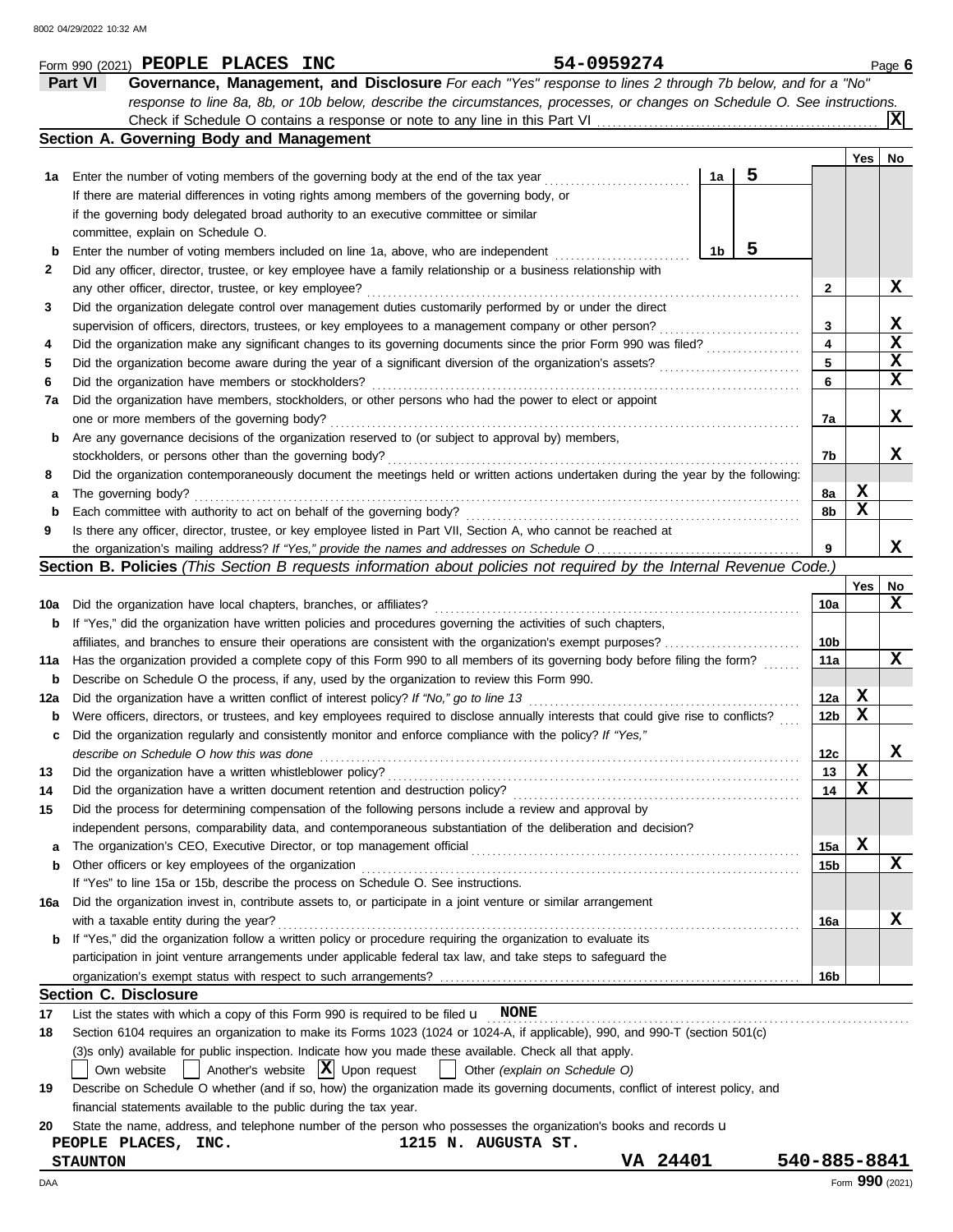Form 990 (2021) **PEOPLE PLACES INC** **54-0959274** Page 6

## Part VI Governance, Management, and Disclosure

*For each "Yes" response to lines 2 through 7b below, and for a "No" response to line 8a, 8b, or 10b below, describe the circumstances, processes, or changes on Schedule O. See instructions.*

Check if Schedule O contains a response or note to any line in this Part VI .......... **[X]**

### Section A. Governing Body and Management

| | | | Yes | No |
|---|---|---|---|---|
| **1a** | Enter the number of voting members of the governing body at the end of the tax year ...... **1a** **5** If there are material differences in voting rights among members of the governing body, or if the governing body delegated broad authority to an executive committee or similar committee, explain on Schedule O. | | | |
| **b** | Enter the number of voting members included on line 1a, above, who are independent ...... **1b** **5** | | | |
| **2** | Did any officer, director, trustee, or key employee have a family relationship or a business relationship with any other officer, director, trustee, or key employee? | 2 | | X |
| **3** | Did the organization delegate control over management duties customarily performed by or under the direct supervision of officers, directors, trustees, or key employees to a management company or other person? | 3 | | X |
| **4** | Did the organization make any significant changes to its governing documents since the prior Form 990 was filed? | 4 | | X |
| **5** | Did the organization become aware during the year of a significant diversion of the organization's assets? | 5 | | X |
| **6** | Did the organization have members or stockholders? | 6 | | X |
| **7a** | Did the organization have members, stockholders, or other persons who had the power to elect or appoint one or more members of the governing body? | 7a | | X |
| **b** | Are any governance decisions of the organization reserved to (or subject to approval by) members, stockholders, or persons other than the governing body? | 7b | | X |
| **8** | Did the organization contemporaneously document the meetings held or written actions undertaken during the year by the following: | | | |
| **a** | The governing body? | 8a | X | |
| **b** | Each committee with authority to act on behalf of the governing body? | 8b | X | |
| **9** | Is there any officer, director, trustee, or key employee listed in Part VII, Section A, who cannot be reached at the organization's mailing address? *If "Yes," provide the names and addresses on Schedule O* | 9 | | X |

### Section B. Policies *(This Section B requests information about policies not required by the Internal Revenue Code.)*

| | | | Yes | No |
|---|---|---|---|---|
| **10a** | Did the organization have local chapters, branches, or affiliates? | 10a | | X |
| **b** | If "Yes," did the organization have written policies and procedures governing the activities of such chapters, affiliates, and branches to ensure their operations are consistent with the organization's exempt purposes? | 10b | | |
| **11a** | Has the organization provided a complete copy of this Form 990 to all members of its governing body before filing the form? | 11a | | X |
| **b** | Describe on Schedule O the process, if any, used by the organization to review this Form 990. | | | |
| **12a** | Did the organization have a written conflict of interest policy? *If "No," go to line 13* | 12a | X | |
| **b** | Were officers, directors, or trustees, and key employees required to disclose annually interests that could give rise to conflicts? | 12b | X | |
| **c** | Did the organization regularly and consistently monitor and enforce compliance with the policy? *If "Yes," describe on Schedule O how this was done* | 12c | | X |
| **13** | Did the organization have a written whistleblower policy? | 13 | X | |
| **14** | Did the organization have a written document retention and destruction policy? | 14 | X | |
| **15** | Did the process for determining compensation of the following persons include a review and approval by independent persons, comparability data, and contemporaneous substantiation of the deliberation and decision? | | | |
| **a** | The organization's CEO, Executive Director, or top management official | 15a | X | |
| **b** | Other officers or key employees of the organization | 15b | | X |
| | If "Yes" to line 15a or 15b, describe the process on Schedule O. See instructions. | | | |
| **16a** | Did the organization invest in, contribute assets to, or participate in a joint venture or similar arrangement with a taxable entity during the year? | 16a | | X |
| **b** | If "Yes," did the organization follow a written policy or procedure requiring the organization to evaluate its participation in joint venture arrangements under applicable federal tax law, and take steps to safeguard the organization's exempt status with respect to such arrangements? | 16b | | |

### Section C. Disclosure

**17** List the states with which a copy of this Form 990 is required to be filed u **NONE**

**18** Section 6104 requires an organization to make its Forms 1023 (1024 or 1024-A, if applicable), 990, and 990-T (section 501(c)(3)s only) available for public inspection. Indicate how you made these available. Check all that apply.

[ ] Own website [ ] Another's website [X] Upon request [ ] Other *(explain on Schedule O)*

**19** Describe on Schedule O whether (and if so, how) the organization made its governing documents, conflict of interest policy, and financial statements available to the public during the tax year.

**20** State the name, address, and telephone number of the person who possesses the organization's books and records u

**PEOPLE PLACES, INC.** **1215 N. AUGUSTA ST.**
**STAUNTON** **VA 24401** **540-885-8841**

Form **990** (2021)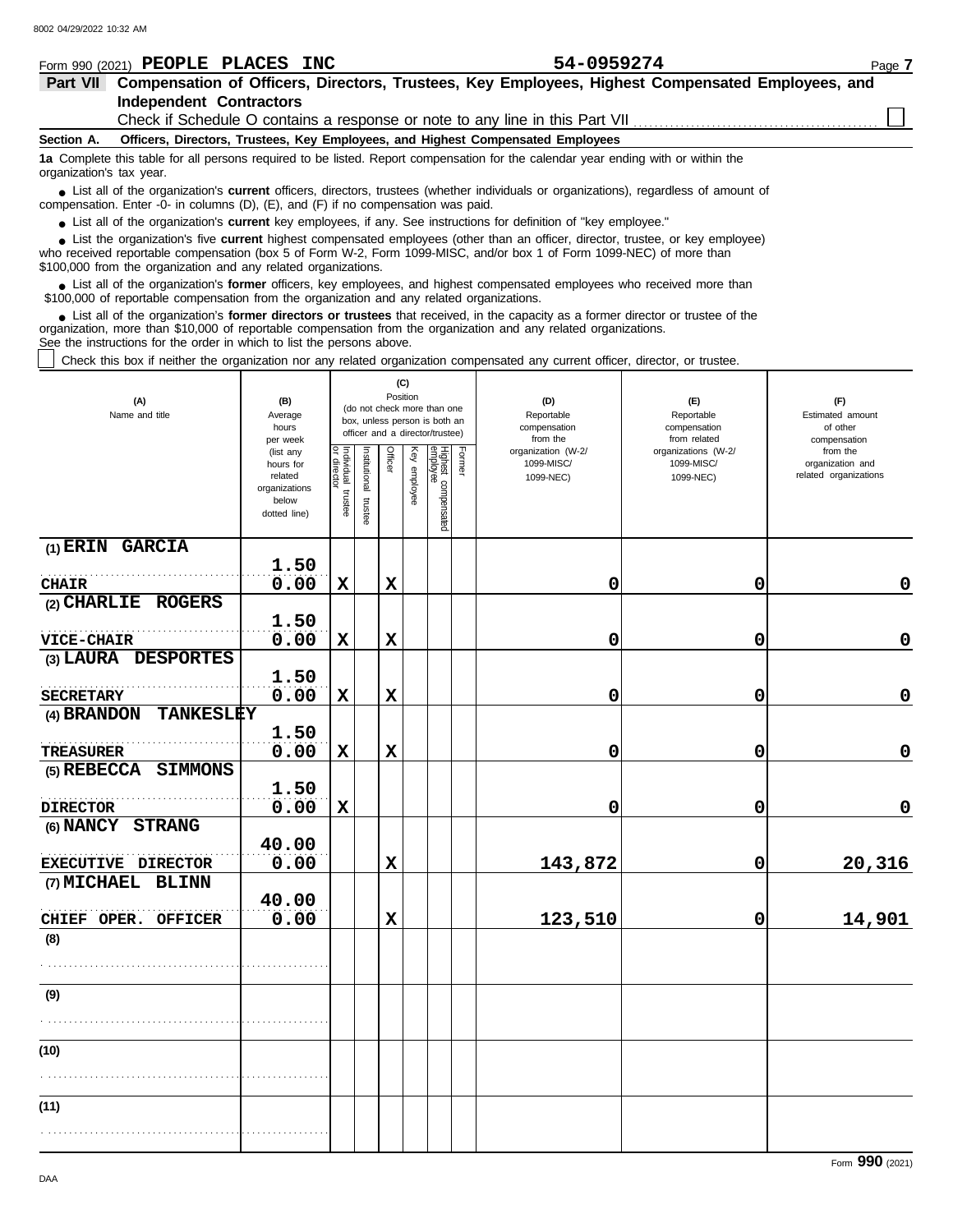Form 990 (2021) **PEOPLE PLACES INC** **54-0959274**

## Part VII Compensation of Officers, Directors, Trustees, Key Employees, Highest Compensated Employees, and Independent Contractors

Check if Schedule O contains a response or note to any line in this Part VII ☐

**Section A. Officers, Directors, Trustees, Key Employees, and Highest Compensated Employees**

**1a** Complete this table for all persons required to be listed. Report compensation for the calendar year ending with or within the organization's tax year.

- List all of the organization's **current** officers, directors, trustees (whether individuals or organizations), regardless of amount of compensation. Enter -0- in columns (D), (E), and (F) if no compensation was paid.
- List all of the organization's **current** key employees, if any. See instructions for definition of "key employee."
- List the organization's five **current** highest compensated employees (other than an officer, director, trustee, or key employee) who received reportable compensation (box 5 of Form W-2, Form 1099-MISC, and/or box 1 of Form 1099-NEC) of more than $100,000 from the organization and any related organizations.
- List all of the organization's **former** officers, key employees, and highest compensated employees who received more than $100,000 of reportable compensation from the organization and any related organizations.
- List all of the organization's **former directors or trustees** that received, in the capacity as a former director or trustee of the organization, more than $10,000 of reportable compensation from the organization and any related organizations.

See the instructions for the order in which to list the persons above.

☐ Check this box if neither the organization nor any related organization compensated any current officer, director, or trustee.

| (A) Name and title | (B) Average hours per week (list any hours for related organizations below dotted line) | (C) Position (do not check more than one box, unless person is both an officer and a director/trustee) | | | | | | (D) Reportable compensation from the organization (W-2/1099-MISC/1099-NEC) | (E) Reportable compensation from related organizations (W-2/1099-MISC/1099-NEC) | (F) Estimated amount of other compensation from the organization and related organizations |
|---|---|---|---|---|---|---|---|---|---|---|
| | | Individual trustee or director | Institutional trustee | Officer | Key employee | Highest compensated employee | Former | | | |
| (1) ERIN GARCIA<br>CHAIR | 1.50<br>0.00 | X | | X | | | | 0 | 0 | 0 |
| (2) CHARLIE ROGERS<br>VICE-CHAIR | 1.50<br>0.00 | X | | X | | | | 0 | 0 | 0 |
| (3) LAURA DESPORTES<br>SECRETARY | 1.50<br>0.00 | X | | X | | | | 0 | 0 | 0 |
| (4) BRANDON TANKESLEY<br>TREASURER | 1.50<br>0.00 | X | | X | | | | 0 | 0 | 0 |
| (5) REBECCA SIMMONS<br>DIRECTOR | 1.50<br>0.00 | X | | | | | | 0 | 0 | 0 |
| (6) NANCY STRANG<br>EXECUTIVE DIRECTOR | 40.00<br>0.00 | | | X | | | | 143,872 | 0 | 20,316 |
| (7) MICHAEL BLINN<br>CHIEF OPER. OFFICER | 40.00<br>0.00 | | | X | | | | 123,510 | 0 | 14,901 |
| (8) | | | | | | | | | | |
| (9) | | | | | | | | | | |
| (10) | | | | | | | | | | |
| (11) | | | | | | | | | | |

Form **990** (2021)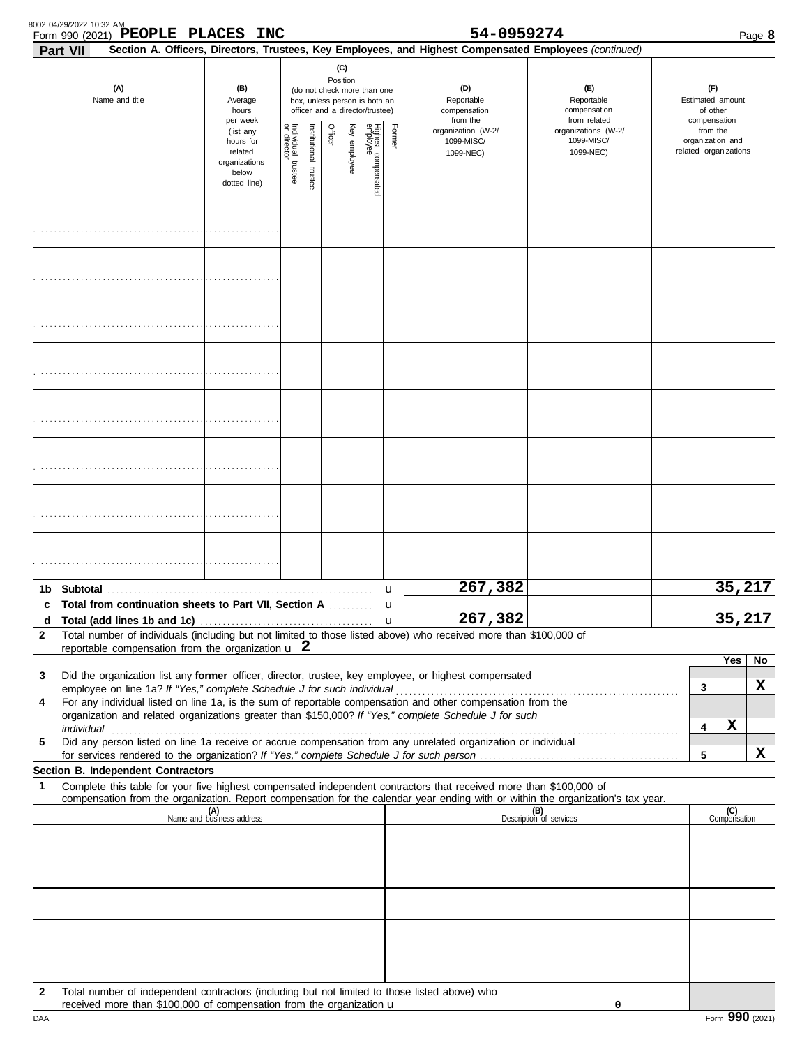8002 04/29/2022 10:32 AM

Form 990 (2021) **PEOPLE PLACES INC** **54-0959274** Page **8**

**Part VII** **Section A. Officers, Directors, Trustees, Key Employees, and Highest Compensated Employees** *(continued)*

| (A) Name and title | (B) Average hours per week (list any hours for related organizations below dotted line) | (C) Position: Individual trustee or director | Institutional trustee | Officer | Key employee | Highest compensated employee | Former | (D) Reportable compensation from the organization (W-2/ 1099-MISC/ 1099-NEC) | (E) Reportable compensation from related organizations (W-2/ 1099-MISC/ 1099-NEC) | (F) Estimated amount of other compensation from the organization and related organizations |
|---|---|---|---|---|---|---|---|---|---|---|
| | | | | | | | | | | |
| | | | | | | | | | | |
| | | | | | | | | | | |
| | | | | | | | | | | |
| | | | | | | | | | | |
| | | | | | | | | | | |
| | | | | | | | | | | |
| | | | | | | | | | | |
| **1b Subtotal** | | | | | | | | 267,382 | | 35,217 |
| **c Total from continuation sheets to Part VII, Section A** | | | | | | | | | | |
| **d Total (add lines 1b and 1c)** | | | | | | | | 267,382 | | 35,217 |

**2** Total number of individuals (including but not limited to those listed above) who received more than $100,000 of reportable compensation from the organization u **2**

| | | Yes | No |
|---|---|---|---|
| **3** Did the organization list any **former** officer, director, trustee, key employee, or highest compensated employee on line 1a? *If "Yes," complete Schedule J for such individual* | 3 | | X |
| **4** For any individual listed on line 1a, is the sum of reportable compensation and other compensation from the organization and related organizations greater than $150,000? *If "Yes," complete Schedule J for such individual* | 4 | X | |
| **5** Did any person listed on line 1a receive or accrue compensation from any unrelated organization or individual for services rendered to the organization? *If "Yes," complete Schedule J for such person* | 5 | | X |

**Section B. Independent Contractors**

**1** Complete this table for your five highest compensated independent contractors that received more than $100,000 of compensation from the organization. Report compensation for the calendar year ending with or within the organization's tax year.

| (A) Name and business address | (B) Description of services | (C) Compensation |
|---|---|---|
| | | |
| | | |
| | | |
| | | |
| | | |

**2** Total number of independent contractors (including but not limited to those listed above) who received more than $100,000 of compensation from the organization u **0**

DAA Form **990** (2021)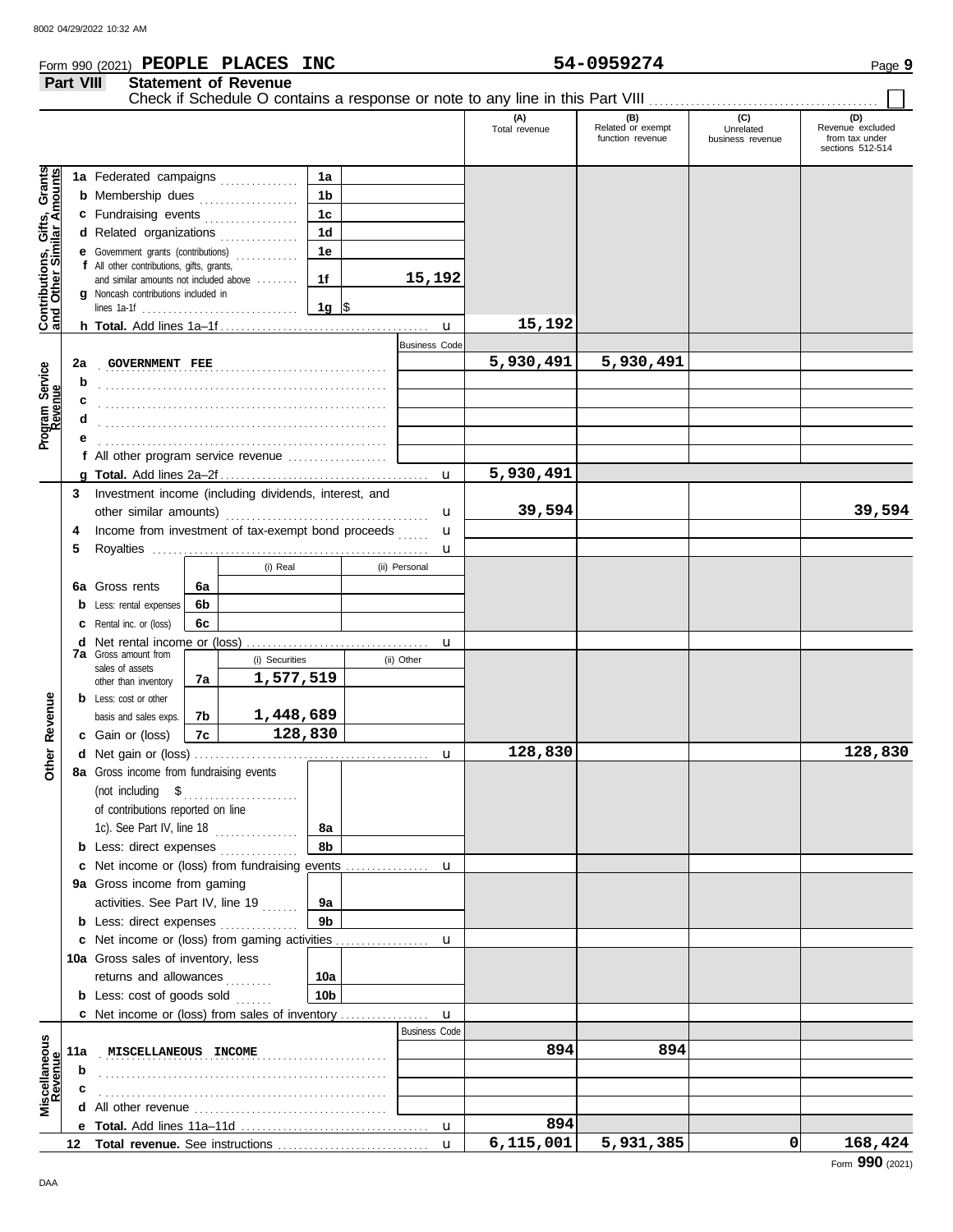Form 990 (2021) **PEOPLE PLACES INC** **54-0959274** Page **9**

**Part VIII Statement of Revenue**

Check if Schedule O contains a response or note to any line in this Part VIII ☐

| | | | | (A) Total revenue | (B) Related or exempt function revenue | (C) Unrelated business revenue | (D) Revenue excluded from tax under sections 512-514 |
|---|---|---|---|---|---|---|---|
| **Contributions, Gifts, Grants and Other Similar Amounts** | 1a Federated campaigns | 1a | | | | | |
| | b Membership dues | 1b | | | | | |
| | c Fundraising events | 1c | | | | | |
| | d Related organizations | 1d | | | | | |
| | e Government grants (contributions) | 1e | | | | | |
| | f All other contributions, gifts, grants, and similar amounts not included above | 1f | 15,192 | | | | |
| | g Noncash contributions included in lines 1a-1f | 1g | $ | | | | |
| | h **Total.** Add lines 1a–1f | | | 15,192 | | | |
| **Program Service Revenue** | | | Business Code | | | | |
| | 2a GOVERNMENT FEE | | | 5,930,491 | 5,930,491 | | |
| | b | | | | | | |
| | c | | | | | | |
| | d | | | | | | |
| | e | | | | | | |
| | f All other program service revenue | | | | | | |
| | g **Total.** Add lines 2a–2f | | | 5,930,491 | | | |
| **Other Revenue** | 3 Investment income (including dividends, interest, and other similar amounts) | | | 39,594 | | | 39,594 |
| | 4 Income from investment of tax-exempt bond proceeds | | | | | | |
| | 5 Royalties | | | | | | |
| | | | (i) Real / (ii) Personal | | | | |
| | 6a Gross rents | 6a | | | | | |
| | b Less: rental expenses | 6b | | | | | |
| | c Rental inc. or (loss) | 6c | | | | | |
| | d Net rental income or (loss) | | | | | | |
| | 7a Gross amount from sales of assets other than inventory | 7a | (i) Securities: 1,577,519 / (ii) Other: | | | | |
| | b Less: cost or other basis and sales exps. | 7b | (i) Securities: 1,448,689 / (ii) Other: | | | | |
| | c Gain or (loss) | 7c | (i) Securities: 128,830 / (ii) Other: | | | | |
| | d Net gain or (loss) | | | 128,830 | | | 128,830 |
| | 8a Gross income from fundraising events (not including $ of contributions reported on line 1c). See Part IV, line 18 | 8a | | | | | |
| | b Less: direct expenses | 8b | | | | | |
| | c Net income or (loss) from fundraising events | | | | | | |
| | 9a Gross income from gaming activities. See Part IV, line 19 | 9a | | | | | |
| | b Less: direct expenses | 9b | | | | | |
| | c Net income or (loss) from gaming activities | | | | | | |
| | 10a Gross sales of inventory, less returns and allowances | 10a | | | | | |
| | b Less: cost of goods sold | 10b | | | | | |
| | c Net income or (loss) from sales of inventory | | | | | | |
| **Miscellaneous Revenue** | | | Business Code | | | | |
| | 11a MISCELLANEOUS INCOME | | | 894 | 894 | | |
| | b | | | | | | |
| | c | | | | | | |
| | d All other revenue | | | | | | |
| | e **Total.** Add lines 11a–11d | | | 894 | | | |
| | 12 **Total revenue.** See instructions | | | 6,115,001 | 5,931,385 | 0 | 168,424 |

Form **990** (2021)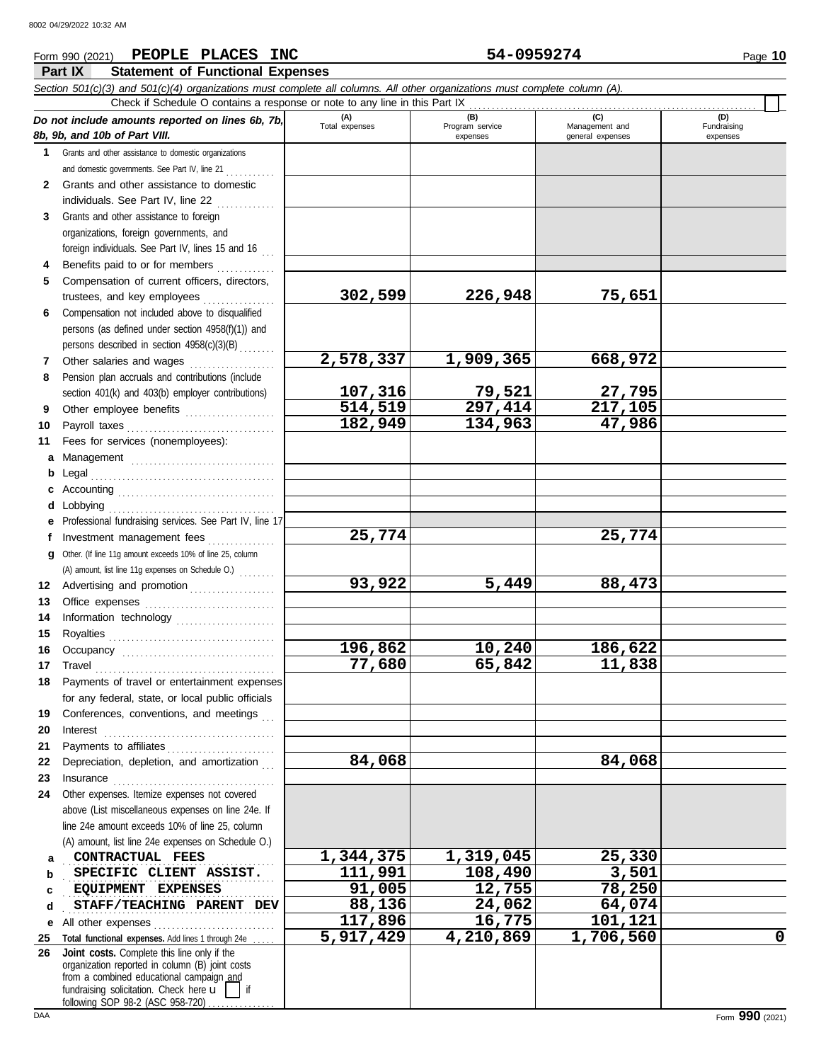Form 990 (2021) **PEOPLE PLACES INC** **54-0959274**

## Part IX Statement of Functional Expenses

*Section 501(c)(3) and 501(c)(4) organizations must complete all columns. All other organizations must complete column (A).*

Check if Schedule O contains a response or note to any line in this Part IX

| *Do not include amounts reported on lines 6b, 7b, 8b, 9b, and 10b of Part VIII.* | (A) Total expenses | (B) Program service expenses | (C) Management and general expenses | (D) Fundraising expenses |
|---|---|---|---|---|
| **1** Grants and other assistance to domestic organizations and domestic governments. See Part IV, line 21 | | | | |
| **2** Grants and other assistance to domestic individuals. See Part IV, line 22 | | | | |
| **3** Grants and other assistance to foreign organizations, foreign governments, and foreign individuals. See Part IV, lines 15 and 16 | | | | |
| **4** Benefits paid to or for members | | | | |
| **5** Compensation of current officers, directors, trustees, and key employees | 302,599 | 226,948 | 75,651 | |
| **6** Compensation not included above to disqualified persons (as defined under section 4958(f)(1)) and persons described in section 4958(c)(3)(B) | | | | |
| **7** Other salaries and wages | 2,578,337 | 1,909,365 | 668,972 | |
| **8** Pension plan accruals and contributions (include section 401(k) and 403(b) employer contributions) | 107,316 | 79,521 | 27,795 | |
| **9** Other employee benefits | 514,519 | 297,414 | 217,105 | |
| **10** Payroll taxes | 182,949 | 134,963 | 47,986 | |
| **11** Fees for services (nonemployees): | | | | |
| **a** Management | | | | |
| **b** Legal | | | | |
| **c** Accounting | | | | |
| **d** Lobbying | | | | |
| **e** Professional fundraising services. See Part IV, line 17 | | | | |
| **f** Investment management fees | 25,774 | | 25,774 | |
| **g** Other. (If line 11g amount exceeds 10% of line 25, column (A) amount, list line 11g expenses on Schedule O.) | | | | |
| **12** Advertising and promotion | 93,922 | 5,449 | 88,473 | |
| **13** Office expenses | | | | |
| **14** Information technology | | | | |
| **15** Royalties | | | | |
| **16** Occupancy | 196,862 | 10,240 | 186,622 | |
| **17** Travel | 77,680 | 65,842 | 11,838 | |
| **18** Payments of travel or entertainment expenses for any federal, state, or local public officials | | | | |
| **19** Conferences, conventions, and meetings | | | | |
| **20** Interest | | | | |
| **21** Payments to affiliates | | | | |
| **22** Depreciation, depletion, and amortization | 84,068 | | 84,068 | |
| **23** Insurance | | | | |
| **24** Other expenses. Itemize expenses not covered above (List miscellaneous expenses on line 24e. If line 24e amount exceeds 10% of line 25, column (A) amount, list line 24e expenses on Schedule O.) | | | | |
| **a** CONTRACTUAL FEES | 1,344,375 | 1,319,045 | 25,330 | |
| **b** SPECIFIC CLIENT ASSIST. | 111,991 | 108,490 | 3,501 | |
| **c** EQUIPMENT EXPENSES | 91,005 | 12,755 | 78,250 | |
| **d** STAFF/TEACHING PARENT DEV | 88,136 | 24,062 | 64,074 | |
| **e** All other expenses | 117,896 | 16,775 | 101,121 | |
| **25 Total functional expenses.** Add lines 1 through 24e | 5,917,429 | 4,210,869 | 1,706,560 | 0 |
| **26 Joint costs.** Complete this line only if the organization reported in column (B) joint costs from a combined educational campaign and fundraising solicitation. Check here if following SOP 98-2 (ASC 958-720) | | | | |

DAA Form **990** (2021)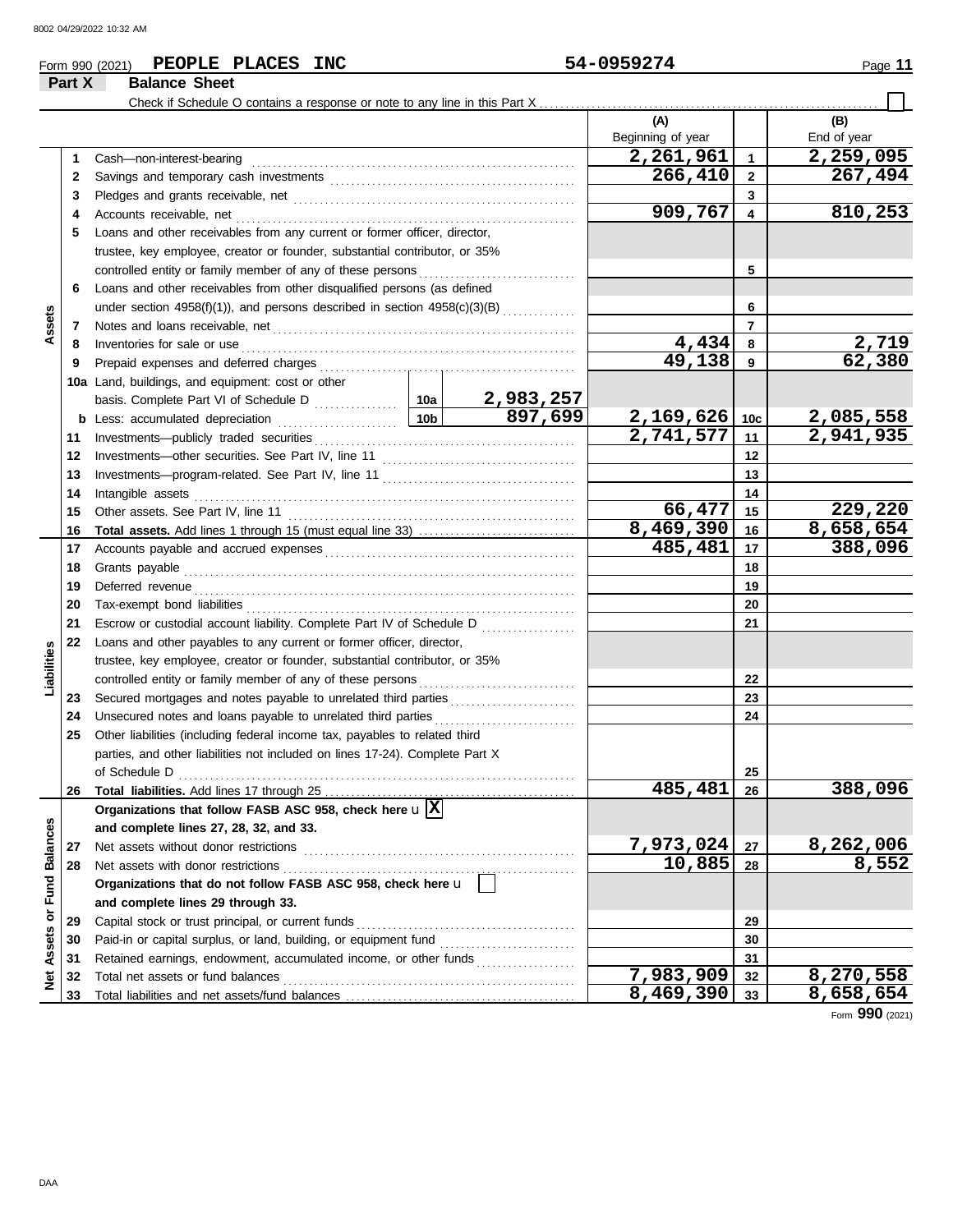8002 04/29/2022 10:32 AM

Form 990 (2021) **PEOPLE PLACES INC** **54-0959274**

## Part X Balance Sheet

Check if Schedule O contains a response or note to any line in this Part X ☐

| Section | Line | Description | | (A) Beginning of year | Line | (B) End of year |
|---|---|---|---|---|---|---|
| Assets | 1 | Cash—non-interest-bearing | | 2,261,961 | 1 | 2,259,095 |
| | 2 | Savings and temporary cash investments | | 266,410 | 2 | 267,494 |
| | 3 | Pledges and grants receivable, net | | | 3 | |
| | 4 | Accounts receivable, net | | 909,767 | 4 | 810,253 |
| | 5 | Loans and other receivables from any current or former officer, director, trustee, key employee, creator or founder, substantial contributor, or 35% controlled entity or family member of any of these persons | | | 5 | |
| | 6 | Loans and other receivables from other disqualified persons (as defined under section 4958(f)(1)), and persons described in section 4958(c)(3)(B) | | | 6 | |
| | 7 | Notes and loans receivable, net | | | 7 | |
| | 8 | Inventories for sale or use | | 4,434 | 8 | 2,719 |
| | 9 | Prepaid expenses and deferred charges | | 49,138 | 9 | 62,380 |
| | 10a | Land, buildings, and equipment: cost or other basis. Complete Part VI of Schedule D | 10a 2,983,257 | | | |
| | b | Less: accumulated depreciation | 10b 897,699 | 2,169,626 | 10c | 2,085,558 |
| | 11 | Investments—publicly traded securities | | 2,741,577 | 11 | 2,941,935 |
| | 12 | Investments—other securities. See Part IV, line 11 | | | 12 | |
| | 13 | Investments—program-related. See Part IV, line 11 | | | 13 | |
| | 14 | Intangible assets | | | 14 | |
| | 15 | Other assets. See Part IV, line 11 | | 66,477 | 15 | 229,220 |
| | 16 | **Total assets.** Add lines 1 through 15 (must equal line 33) | | 8,469,390 | 16 | 8,658,654 |
| Liabilities | 17 | Accounts payable and accrued expenses | | 485,481 | 17 | 388,096 |
| | 18 | Grants payable | | | 18 | |
| | 19 | Deferred revenue | | | 19 | |
| | 20 | Tax-exempt bond liabilities | | | 20 | |
| | 21 | Escrow or custodial account liability. Complete Part IV of Schedule D | | | 21 | |
| | 22 | Loans and other payables to any current or former officer, director, trustee, key employee, creator or founder, substantial contributor, or 35% controlled entity or family member of any of these persons | | | 22 | |
| | 23 | Secured mortgages and notes payable to unrelated third parties | | | 23 | |
| | 24 | Unsecured notes and loans payable to unrelated third parties | | | 24 | |
| | 25 | Other liabilities (including federal income tax, payables to related third parties, and other liabilities not included on lines 17-24). Complete Part X of Schedule D | | | 25 | |
| | 26 | **Total liabilities.** Add lines 17 through 25 | | 485,481 | 26 | 388,096 |
| Net Assets or Fund Balances | | **Organizations that follow FASB ASC 958, check here** ☒ **and complete lines 27, 28, 32, and 33.** | | | | |
| | 27 | Net assets without donor restrictions | | 7,973,024 | 27 | 8,262,006 |
| | 28 | Net assets with donor restrictions | | 10,885 | 28 | 8,552 |
| | | **Organizations that do not follow FASB ASC 958, check here** ☐ **and complete lines 29 through 33.** | | | | |
| | 29 | Capital stock or trust principal, or current funds | | | 29 | |
| | 30 | Paid-in or capital surplus, or land, building, or equipment fund | | | 30 | |
| | 31 | Retained earnings, endowment, accumulated income, or other funds | | | 31 | |
| | 32 | Total net assets or fund balances | | 7,983,909 | 32 | 8,270,558 |
| | 33 | Total liabilities and net assets/fund balances | | 8,469,390 | 33 | 8,658,654 |

Form **990** (2021)

DAA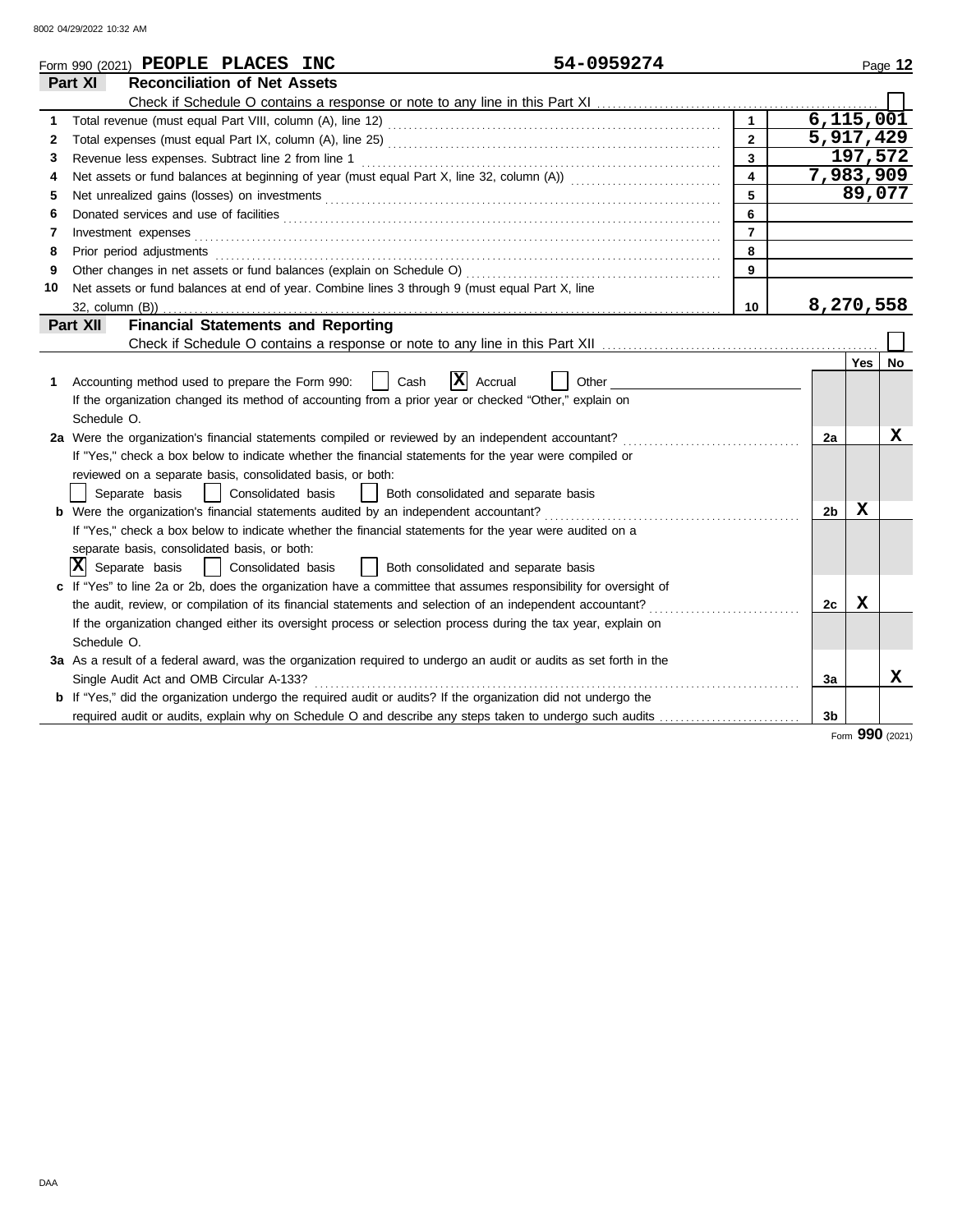Form 990 (2021) **PEOPLE PLACES INC** **54-0959274**

## Part XI Reconciliation of Net Assets

Check if Schedule O contains a response or note to any line in this Part XI ☐

| | | | |
|---|---|---|---|
| 1 | Total revenue (must equal Part VIII, column (A), line 12) | 1 | 6,115,001 |
| 2 | Total expenses (must equal Part IX, column (A), line 25) | 2 | 5,917,429 |
| 3 | Revenue less expenses. Subtract line 2 from line 1 | 3 | 197,572 |
| 4 | Net assets or fund balances at beginning of year (must equal Part X, line 32, column (A)) | 4 | 7,983,909 |
| 5 | Net unrealized gains (losses) on investments | 5 | 89,077 |
| 6 | Donated services and use of facilities | 6 | |
| 7 | Investment expenses | 7 | |
| 8 | Prior period adjustments | 8 | |
| 9 | Other changes in net assets or fund balances (explain on Schedule O) | 9 | |
| 10 | Net assets or fund balances at end of year. Combine lines 3 through 9 (must equal Part X, line 32, column (B)) | 10 | 8,270,558 |

## Part XII Financial Statements and Reporting

Check if Schedule O contains a response or note to any line in this Part XII ☐

| | | | Yes | No |
|---|---|---|---|---|
| 1 | Accounting method used to prepare the Form 990: ☐ Cash ☒ Accrual ☐ Other<br>If the organization changed its method of accounting from a prior year or checked "Other," explain on Schedule O. | | | |
| 2a | Were the organization's financial statements compiled or reviewed by an independent accountant?<br>If "Yes," check a box below to indicate whether the financial statements for the year were compiled or reviewed on a separate basis, consolidated basis, or both:<br>☐ Separate basis ☐ Consolidated basis ☐ Both consolidated and separate basis | 2a | | X |
| b | Were the organization's financial statements audited by an independent accountant?<br>If "Yes," check a box below to indicate whether the financial statements for the year were audited on a separate basis, consolidated basis, or both:<br>☒ Separate basis ☐ Consolidated basis ☐ Both consolidated and separate basis | 2b | X | |
| c | If "Yes" to line 2a or 2b, does the organization have a committee that assumes responsibility for oversight of the audit, review, or compilation of its financial statements and selection of an independent accountant?<br>If the organization changed either its oversight process or selection process during the tax year, explain on Schedule O. | 2c | X | |
| 3a | As a result of a federal award, was the organization required to undergo an audit or audits as set forth in the Single Audit Act and OMB Circular A-133? | 3a | | X |
| b | If "Yes," did the organization undergo the required audit or audits? If the organization did not undergo the required audit or audits, explain why on Schedule O and describe any steps taken to undergo such audits | 3b | | |

Form **990** (2021)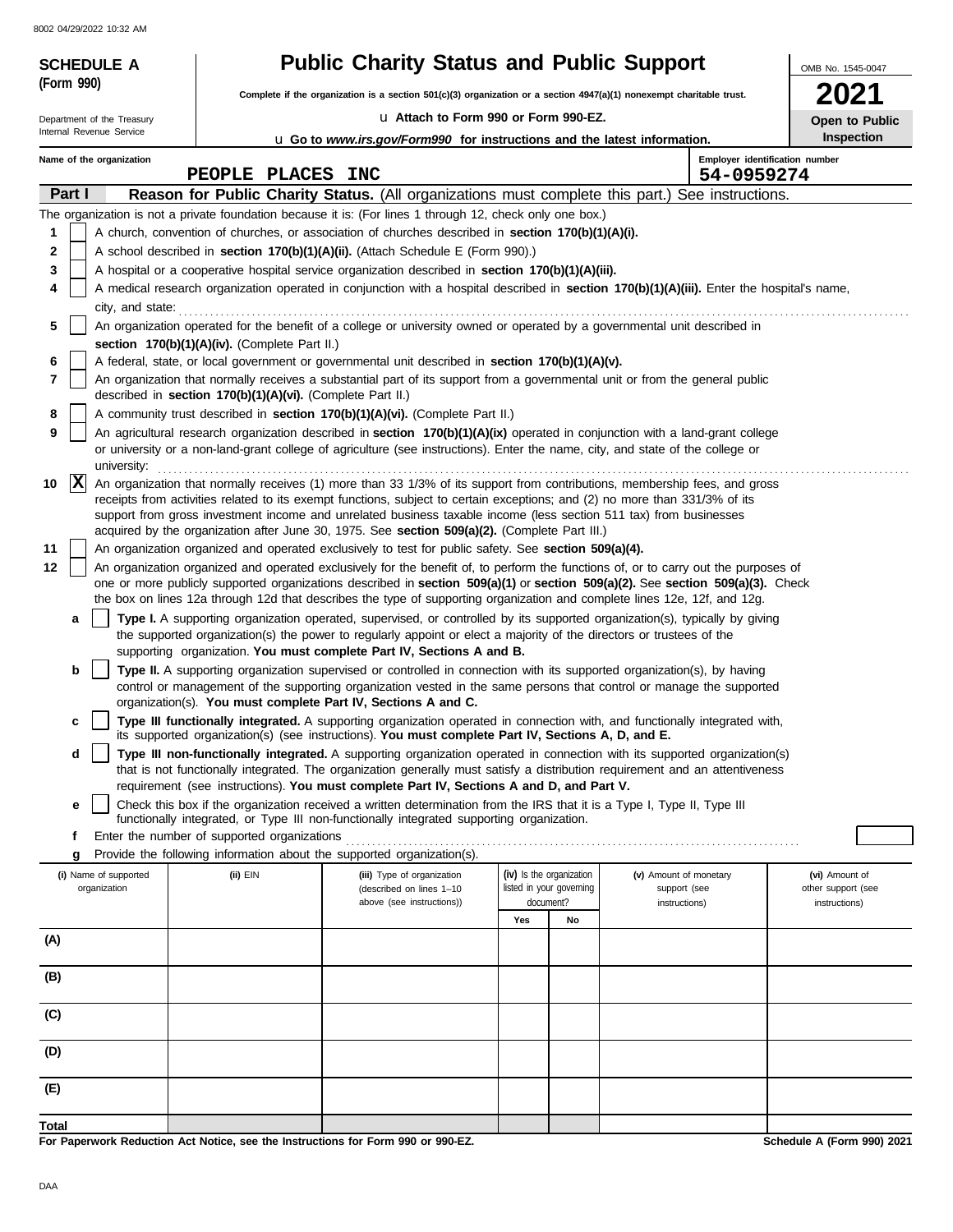8002 04/29/2022 10:32 AM

**SCHEDULE A (Form 990)**

Department of the Treasury
Internal Revenue Service

# Public Charity Status and Public Support

**Complete if the organization is a section 501(c)(3) organization or a section 4947(a)(1) nonexempt charitable trust.**

u **Attach to Form 990 or Form 990-EZ.**

u **Go to *www.irs.gov/Form990* for instructions and the latest information.**

OMB No. 1545-0047

**2021**

**Open to Public Inspection**

**Name of the organization**
PEOPLE PLACES INC

**Employer identification number**
54-0959274

## Part I Reason for Public Charity Status. (All organizations must complete this part.) See instructions.

The organization is not a private foundation because it is: (For lines 1 through 12, check only one box.)

1 [ ] A church, convention of churches, or association of churches described in **section 170(b)(1)(A)(i).**

2 [ ] A school described in **section 170(b)(1)(A)(ii).** (Attach Schedule E (Form 990).)

3 [ ] A hospital or a cooperative hospital service organization described in **section 170(b)(1)(A)(iii).**

4 [ ] A medical research organization operated in conjunction with a hospital described in **section 170(b)(1)(A)(iii).** Enter the hospital's name, city, and state:

5 [ ] An organization operated for the benefit of a college or university owned or operated by a governmental unit described in **section 170(b)(1)(A)(iv).** (Complete Part II.)

6 [ ] A federal, state, or local government or governmental unit described in **section 170(b)(1)(A)(v).**

7 [ ] An organization that normally receives a substantial part of its support from a governmental unit or from the general public described in **section 170(b)(1)(A)(vi).** (Complete Part II.)

8 [ ] A community trust described in **section 170(b)(1)(A)(vi).** (Complete Part II.)

9 [ ] An agricultural research organization described in **section 170(b)(1)(A)(ix)** operated in conjunction with a land-grant college or university or a non-land-grant college of agriculture (see instructions). Enter the name, city, and state of the college or university:

10 [X] An organization that normally receives (1) more than 33 1/3% of its support from contributions, membership fees, and gross receipts from activities related to its exempt functions, subject to certain exceptions; and (2) no more than 331/3% of its support from gross investment income and unrelated business taxable income (less section 511 tax) from businesses acquired by the organization after June 30, 1975. See **section 509(a)(2).** (Complete Part III.)

11 [ ] An organization organized and operated exclusively to test for public safety. See **section 509(a)(4).**

12 [ ] An organization organized and operated exclusively for the benefit of, to perform the functions of, or to carry out the purposes of one or more publicly supported organizations described in **section 509(a)(1)** or **section 509(a)(2).** See **section 509(a)(3).** Check the box on lines 12a through 12d that describes the type of supporting organization and complete lines 12e, 12f, and 12g.

**a** [ ] **Type I.** A supporting organization operated, supervised, or controlled by its supported organization(s), typically by giving the supported organization(s) the power to regularly appoint or elect a majority of the directors or trustees of the supporting organization. **You must complete Part IV, Sections A and B.**

**b** [ ] **Type II.** A supporting organization supervised or controlled in connection with its supported organization(s), by having control or management of the supporting organization vested in the same persons that control or manage the supported organization(s). **You must complete Part IV, Sections A and C.**

**c** [ ] **Type III functionally integrated.** A supporting organization operated in connection with, and functionally integrated with, its supported organization(s) (see instructions). **You must complete Part IV, Sections A, D, and E.**

**d** [ ] **Type III non-functionally integrated.** A supporting organization operated in connection with its supported organization(s) that is not functionally integrated. The organization generally must satisfy a distribution requirement and an attentiveness requirement (see instructions). **You must complete Part IV, Sections A and D, and Part V.**

**e** [ ] Check this box if the organization received a written determination from the IRS that it is a Type I, Type II, Type III functionally integrated, or Type III non-functionally integrated supporting organization.

**f** Enter the number of supported organizations

**g** Provide the following information about the supported organization(s).

| (i) Name of supported organization | (ii) EIN | (iii) Type of organization (described on lines 1–10 above (see instructions)) | (iv) Is the organization listed in your governing document? Yes | No | (v) Amount of monetary support (see instructions) | (vi) Amount of other support (see instructions) |
|---|---|---|---|---|---|---|
| (A) | | | | | | |
| (B) | | | | | | |
| (C) | | | | | | |
| (D) | | | | | | |
| (E) | | | | | | |
| Total | | | | | | |

**For Paperwork Reduction Act Notice, see the Instructions for Form 990 or 990-EZ.** **Schedule A (Form 990) 2021**

DAA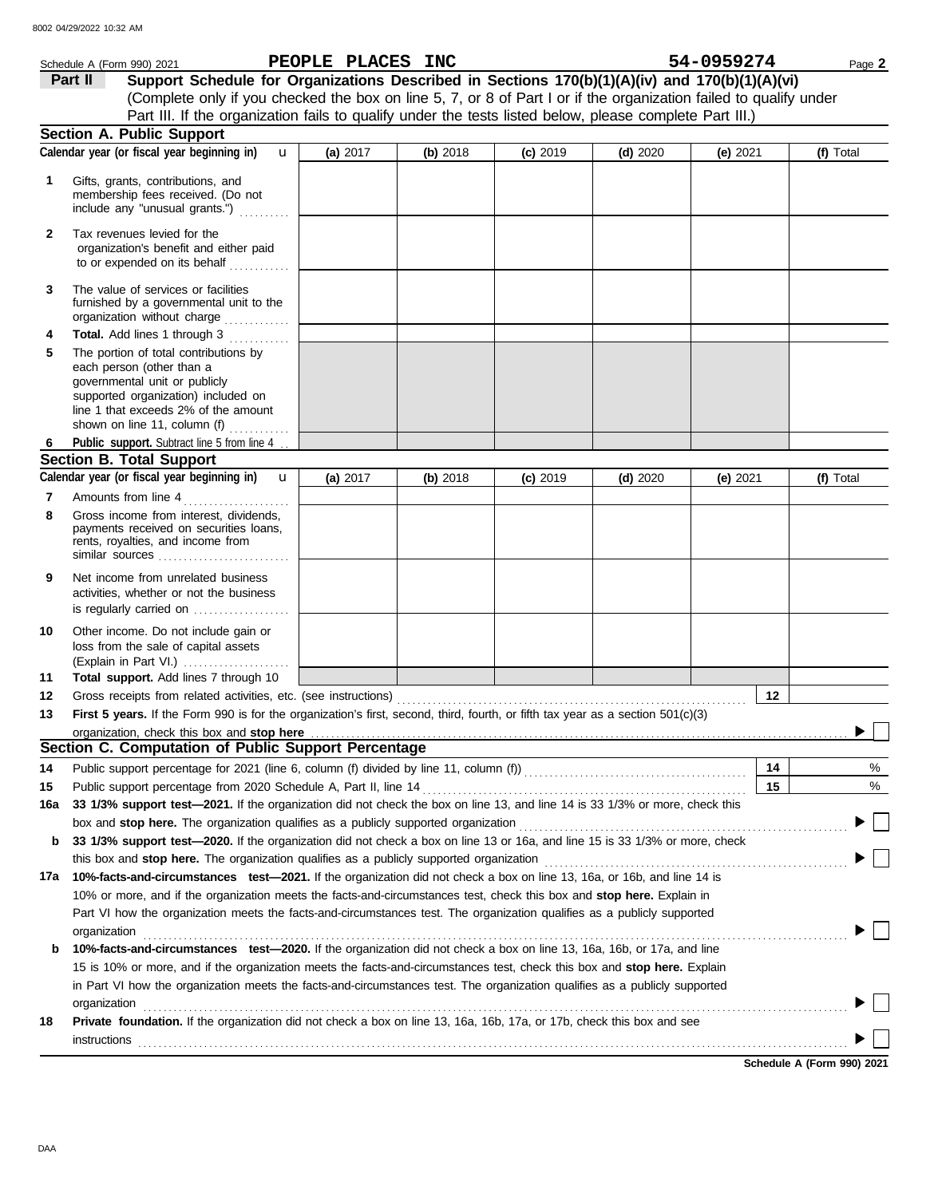8002 04/29/2022 10:32 AM

Schedule A (Form 990) 2021 **PEOPLE PLACES INC** **54-0959274** Page **2**

**Part II** **Support Schedule for Organizations Described in Sections 170(b)(1)(A)(iv) and 170(b)(1)(A)(vi)**
(Complete only if you checked the box on line 5, 7, or 8 of Part I or if the organization failed to qualify under Part III. If the organization fails to qualify under the tests listed below, please complete Part III.)

## Section A. Public Support

| Calendar year (or fiscal year beginning in) u | (a) 2017 | (b) 2018 | (c) 2019 | (d) 2020 | (e) 2021 | (f) Total |
|---|---|---|---|---|---|---|
| **1** Gifts, grants, contributions, and membership fees received. (Do not include any "unusual grants.") | | | | | | |
| **2** Tax revenues levied for the organization's benefit and either paid to or expended on its behalf | | | | | | |
| **3** The value of services or facilities furnished by a governmental unit to the organization without charge | | | | | | |
| **4** **Total.** Add lines 1 through 3 | | | | | | |
| **5** The portion of total contributions by each person (other than a governmental unit or publicly supported organization) included on line 1 that exceeds 2% of the amount shown on line 11, column (f) | | | | | | |
| **6** **Public support.** Subtract line 5 from line 4 | | | | | | |

## Section B. Total Support

| Calendar year (or fiscal year beginning in) u | (a) 2017 | (b) 2018 | (c) 2019 | (d) 2020 | (e) 2021 | (f) Total |
|---|---|---|---|---|---|---|
| **7** Amounts from line 4 | | | | | | |
| **8** Gross income from interest, dividends, payments received on securities loans, rents, royalties, and income from similar sources | | | | | | |
| **9** Net income from unrelated business activities, whether or not the business is regularly carried on | | | | | | |
| **10** Other income. Do not include gain or loss from the sale of capital assets (Explain in Part VI.) | | | | | | |
| **11** **Total support.** Add lines 7 through 10 | | | | | | |

**12** Gross receipts from related activities, etc. (see instructions) **12**

**13** **First 5 years.** If the Form 990 is for the organization's first, second, third, fourth, or fifth tax year as a section 501(c)(3) organization, check this box and **stop here** ▶ ☐

## Section C. Computation of Public Support Percentage

**14** Public support percentage for 2021 (line 6, column (f) divided by line 11, column (f)) **14** %

**15** Public support percentage from 2020 Schedule A, Part II, line 14 **15** %

**16a** **33 1/3% support test—2021.** If the organization did not check the box on line 13, and line 14 is 33 1/3% or more, check this box and **stop here.** The organization qualifies as a publicly supported organization ▶ ☐

**b** **33 1/3% support test—2020.** If the organization did not check a box on line 13 or 16a, and line 15 is 33 1/3% or more, check this box and **stop here.** The organization qualifies as a publicly supported organization ▶ ☐

**17a** **10%-facts-and-circumstances test—2021.** If the organization did not check a box on line 13, 16a, or 16b, and line 14 is 10% or more, and if the organization meets the facts-and-circumstances test, check this box and **stop here.** Explain in Part VI how the organization meets the facts-and-circumstances test. The organization qualifies as a publicly supported organization ▶ ☐

**b** **10%-facts-and-circumstances test—2020.** If the organization did not check a box on line 13, 16a, 16b, or 17a, and line 15 is 10% or more, and if the organization meets the facts-and-circumstances test, check this box and **stop here.** Explain in Part VI how the organization meets the facts-and-circumstances test. The organization qualifies as a publicly supported organization ▶ ☐

**18** **Private foundation.** If the organization did not check a box on line 13, 16a, 16b, 17a, or 17b, check this box and see instructions ▶ ☐

**Schedule A (Form 990) 2021**

DAA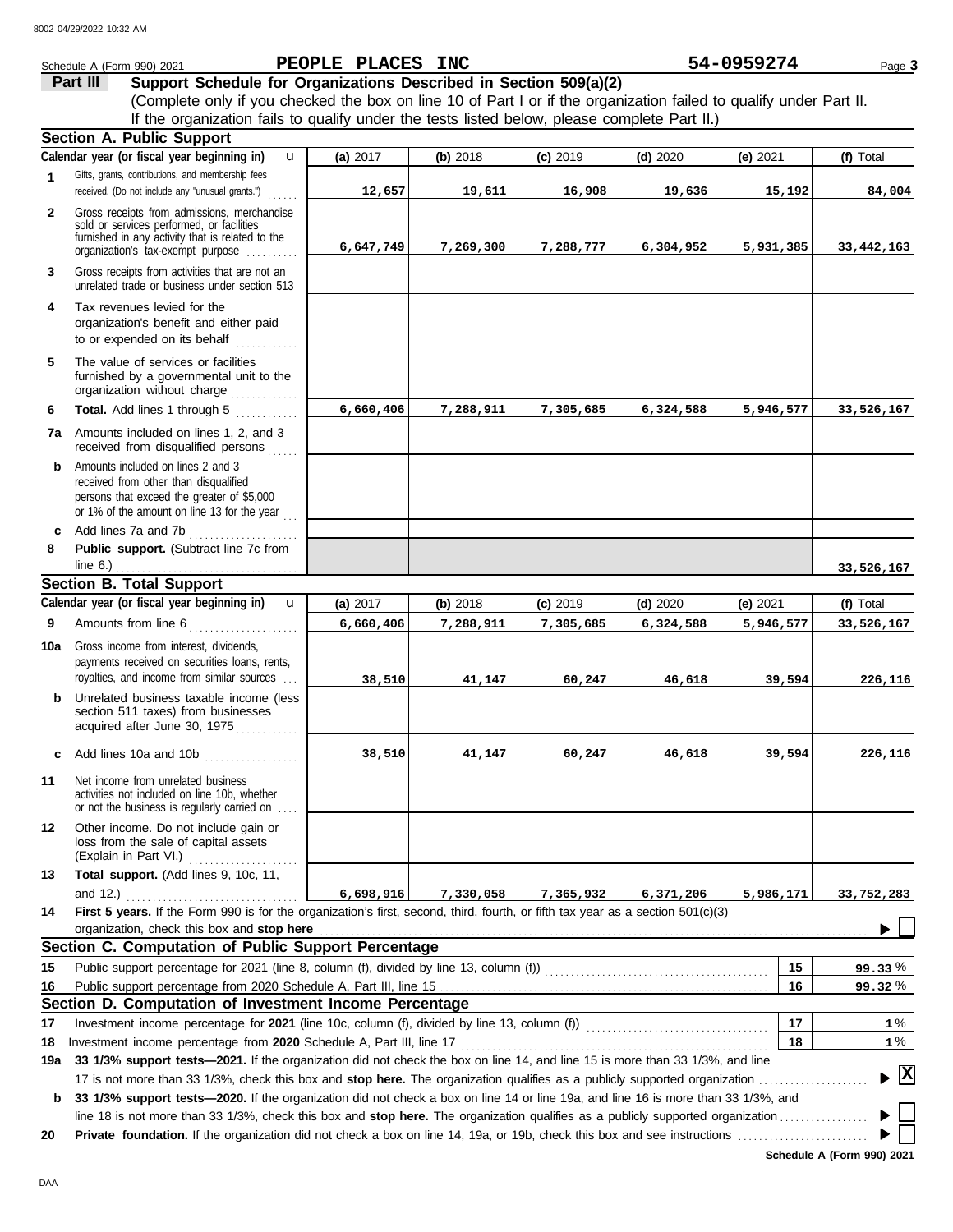Schedule A (Form 990) 2021 **PEOPLE PLACES INC** **54-0959274** Page **3**

## Part III Support Schedule for Organizations Described in Section 509(a)(2)

(Complete only if you checked the box on line 10 of Part I or if the organization failed to qualify under Part II. If the organization fails to qualify under the tests listed below, please complete Part II.)

### Section A. Public Support

| Calendar year (or fiscal year beginning in) | (a) 2017 | (b) 2018 | (c) 2019 | (d) 2020 | (e) 2021 | (f) Total |
|---|---|---|---|---|---|---|
| **1** Gifts, grants, contributions, and membership fees received. (Do not include any "unusual grants.") | 12,657 | 19,611 | 16,908 | 19,636 | 15,192 | 84,004 |
| **2** Gross receipts from admissions, merchandise sold or services performed, or facilities furnished in any activity that is related to the organization's tax-exempt purpose | 6,647,749 | 7,269,300 | 7,288,777 | 6,304,952 | 5,931,385 | 33,442,163 |
| **3** Gross receipts from activities that are not an unrelated trade or business under section 513 | | | | | | |
| **4** Tax revenues levied for the organization's benefit and either paid to or expended on its behalf | | | | | | |
| **5** The value of services or facilities furnished by a governmental unit to the organization without charge | | | | | | |
| **6** **Total.** Add lines 1 through 5 | 6,660,406 | 7,288,911 | 7,305,685 | 6,324,588 | 5,946,577 | 33,526,167 |
| **7a** Amounts included on lines 1, 2, and 3 received from disqualified persons | | | | | | |
| **b** Amounts included on lines 2 and 3 received from other than disqualified persons that exceed the greater of $5,000 or 1% of the amount on line 13 for the year | | | | | | |
| **c** Add lines 7a and 7b | | | | | | |
| **8** **Public support.** (Subtract line 7c from line 6.) | | | | | | 33,526,167 |

### Section B. Total Support

| Calendar year (or fiscal year beginning in) | (a) 2017 | (b) 2018 | (c) 2019 | (d) 2020 | (e) 2021 | (f) Total |
|---|---|---|---|---|---|---|
| **9** Amounts from line 6 | 6,660,406 | 7,288,911 | 7,305,685 | 6,324,588 | 5,946,577 | 33,526,167 |
| **10a** Gross income from interest, dividends, payments received on securities loans, rents, royalties, and income from similar sources | 38,510 | 41,147 | 60,247 | 46,618 | 39,594 | 226,116 |
| **b** Unrelated business taxable income (less section 511 taxes) from businesses acquired after June 30, 1975 | | | | | | |
| **c** Add lines 10a and 10b | 38,510 | 41,147 | 60,247 | 46,618 | 39,594 | 226,116 |
| **11** Net income from unrelated business activities not included on line 10b, whether or not the business is regularly carried on | | | | | | |
| **12** Other income. Do not include gain or loss from the sale of capital assets (Explain in Part VI.) | | | | | | |
| **13** **Total support.** (Add lines 9, 10c, 11, and 12.) | 6,698,916 | 7,330,058 | 7,365,932 | 6,371,206 | 5,986,171 | 33,752,283 |

**14** **First 5 years.** If the Form 990 is for the organization's first, second, third, fourth, or fifth tax year as a section 501(c)(3) organization, check this box and **stop here** ☐

### Section C. Computation of Public Support Percentage

| | | | |
|---|---|---|---|
| **15** | Public support percentage for 2021 (line 8, column (f), divided by line 13, column (f)) | 15 | 99.33 % |
| **16** | Public support percentage from 2020 Schedule A, Part III, line 15 | 16 | 99.32 % |

### Section D. Computation of Investment Income Percentage

| | | | |
|---|---|---|---|
| **17** | Investment income percentage for **2021** (line 10c, column (f), divided by line 13, column (f)) | 17 | 1 % |
| **18** | Investment income percentage from **2020** Schedule A, Part III, line 17 | 18 | 1 % |

**19a** **33 1/3% support tests—2021.** If the organization did not check the box on line 14, and line 15 is more than 33 1/3%, and line 17 is not more than 33 1/3%, check this box and **stop here.** The organization qualifies as a publicly supported organization ☒

**b** **33 1/3% support tests—2020.** If the organization did not check a box on line 14 or line 19a, and line 16 is more than 33 1/3%, and line 18 is not more than 33 1/3%, check this box and **stop here.** The organization qualifies as a publicly supported organization ☐

**20** **Private foundation.** If the organization did not check a box on line 14, 19a, or 19b, check this box and see instructions ☐

**Schedule A (Form 990) 2021**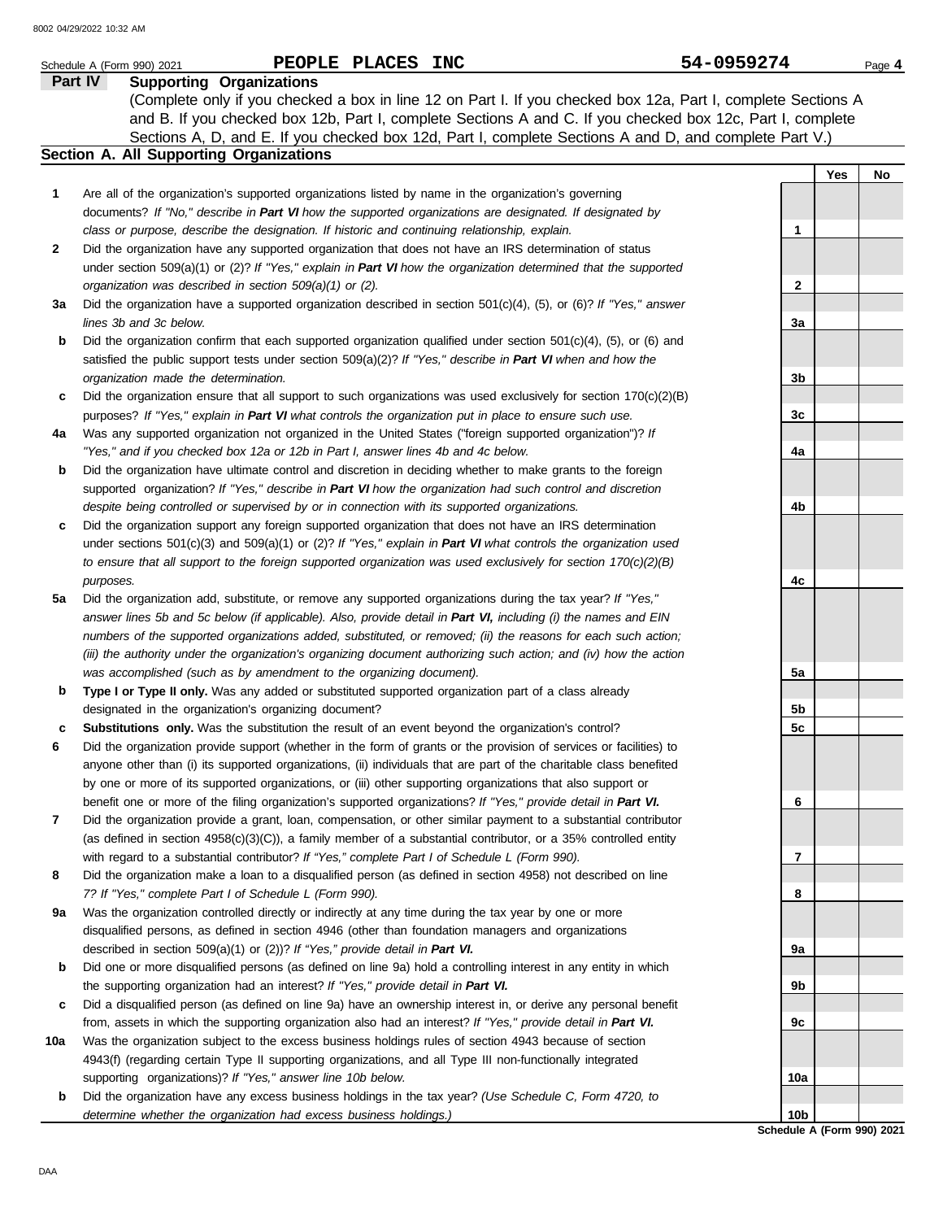Schedule A (Form 990) 2021 **PEOPLE PLACES INC** 54-0959274

## Part IV Supporting Organizations

(Complete only if you checked a box in line 12 on Part I. If you checked box 12a, Part I, complete Sections A and B. If you checked box 12b, Part I, complete Sections A and C. If you checked box 12c, Part I, complete Sections A, D, and E. If you checked box 12d, Part I, complete Sections A and D, and complete Part V.)

### Section A. All Supporting Organizations

| | | | Yes | No |
|---|---|---|---|---|
| **1** | Are all of the organization's supported organizations listed by name in the organization's governing documents? *If "No," describe in **Part VI** how the supported organizations are designated. If designated by class or purpose, describe the designation. If historic and continuing relationship, explain.* | 1 | | |
| **2** | Did the organization have any supported organization that does not have an IRS determination of status under section 509(a)(1) or (2)? *If "Yes," explain in **Part VI** how the organization determined that the supported organization was described in section 509(a)(1) or (2).* | 2 | | |
| **3a** | Did the organization have a supported organization described in section 501(c)(4), (5), or (6)? *If "Yes," answer lines 3b and 3c below.* | 3a | | |
| **b** | Did the organization confirm that each supported organization qualified under section 501(c)(4), (5), or (6) and satisfied the public support tests under section 509(a)(2)? *If "Yes," describe in **Part VI** when and how the organization made the determination.* | 3b | | |
| **c** | Did the organization ensure that all support to such organizations was used exclusively for section 170(c)(2)(B) purposes? *If "Yes," explain in **Part VI** what controls the organization put in place to ensure such use.* | 3c | | |
| **4a** | Was any supported organization not organized in the United States ("foreign supported organization")? *If "Yes," and if you checked box 12a or 12b in Part I, answer lines 4b and 4c below.* | 4a | | |
| **b** | Did the organization have ultimate control and discretion in deciding whether to make grants to the foreign supported organization? *If "Yes," describe in **Part VI** how the organization had such control and discretion despite being controlled or supervised by or in connection with its supported organizations.* | 4b | | |
| **c** | Did the organization support any foreign supported organization that does not have an IRS determination under sections 501(c)(3) and 509(a)(1) or (2)? *If "Yes," explain in **Part VI** what controls the organization used to ensure that all support to the foreign supported organization was used exclusively for section 170(c)(2)(B) purposes.* | 4c | | |
| **5a** | Did the organization add, substitute, or remove any supported organizations during the tax year? *If "Yes," answer lines 5b and 5c below (if applicable). Also, provide detail in **Part VI,** including (i) the names and EIN numbers of the supported organizations added, substituted, or removed; (ii) the reasons for each such action; (iii) the authority under the organization's organizing document authorizing such action; and (iv) how the action was accomplished (such as by amendment to the organizing document).* | 5a | | |
| **b** | **Type I or Type II only.** Was any added or substituted supported organization part of a class already designated in the organization's organizing document? | 5b | | |
| **c** | **Substitutions only.** Was the substitution the result of an event beyond the organization's control? | 5c | | |
| **6** | Did the organization provide support (whether in the form of grants or the provision of services or facilities) to anyone other than (i) its supported organizations, (ii) individuals that are part of the charitable class benefited by one or more of its supported organizations, or (iii) other supporting organizations that also support or benefit one or more of the filing organization's supported organizations? *If "Yes," provide detail in **Part VI.*** | 6 | | |
| **7** | Did the organization provide a grant, loan, compensation, or other similar payment to a substantial contributor (as defined in section 4958(c)(3)(C)), a family member of a substantial contributor, or a 35% controlled entity with regard to a substantial contributor? *If "Yes," complete Part I of Schedule L (Form 990).* | 7 | | |
| **8** | Did the organization make a loan to a disqualified person (as defined in section 4958) not described on line 7? *If "Yes," complete Part I of Schedule L (Form 990).* | 8 | | |
| **9a** | Was the organization controlled directly or indirectly at any time during the tax year by one or more disqualified persons, as defined in section 4946 (other than foundation managers and organizations described in section 509(a)(1) or (2))? *If "Yes," provide detail in **Part VI.*** | 9a | | |
| **b** | Did one or more disqualified persons (as defined on line 9a) hold a controlling interest in any entity in which the supporting organization had an interest? *If "Yes," provide detail in **Part VI.*** | 9b | | |
| **c** | Did a disqualified person (as defined on line 9a) have an ownership interest in, or derive any personal benefit from, assets in which the supporting organization also had an interest? *If "Yes," provide detail in **Part VI.*** | 9c | | |
| **10a** | Was the organization subject to the excess business holdings rules of section 4943 because of section 4943(f) (regarding certain Type II supporting organizations, and all Type III non-functionally integrated supporting organizations)? *If "Yes," answer line 10b below.* | 10a | | |
| **b** | Did the organization have any excess business holdings in the tax year? *(Use Schedule C, Form 4720, to determine whether the organization had excess business holdings.)* | 10b | | |

**Schedule A (Form 990) 2021**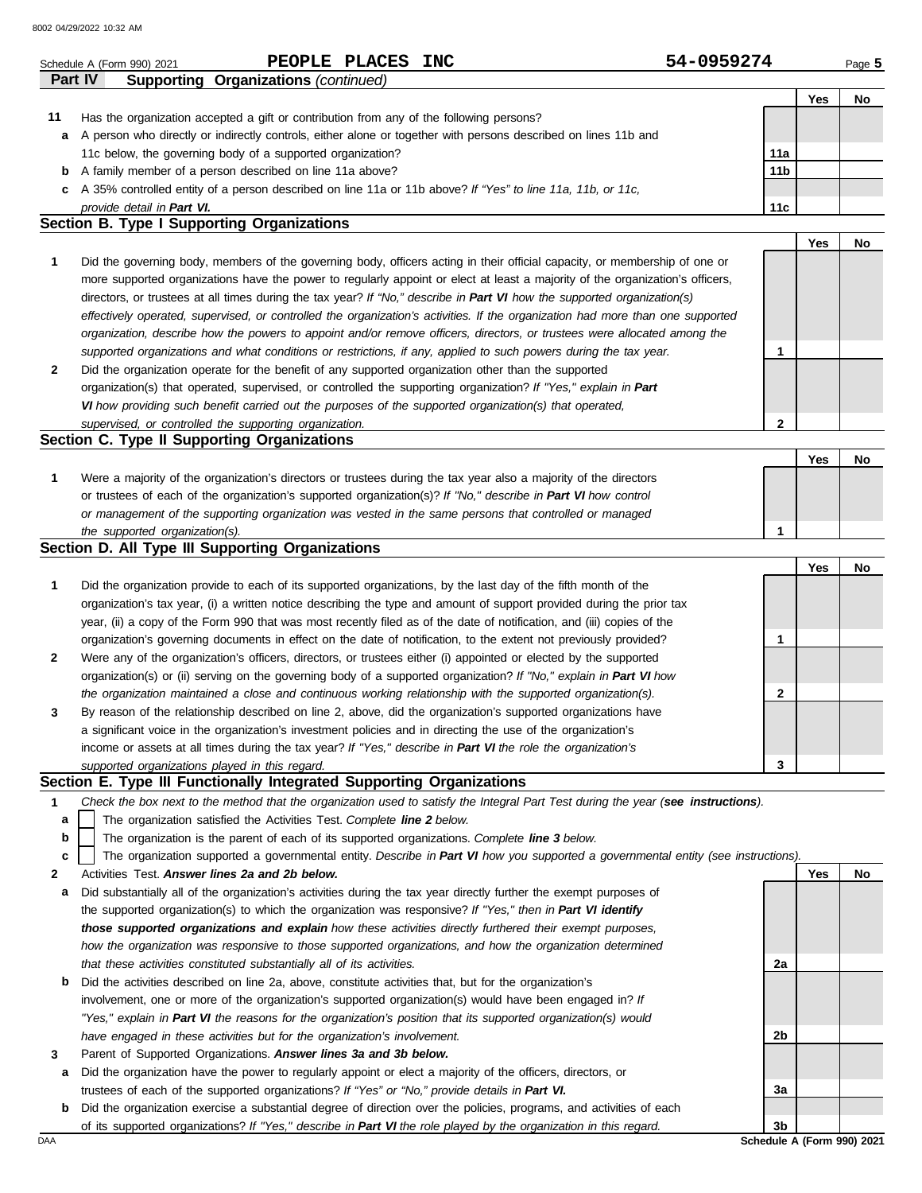Schedule A (Form 990) 2021 **PEOPLE PLACES INC** **54-0959274** Page **5**

**Part IV Supporting Organizations** *(continued)*

| | | | Yes | No |
|---|---|---|---|---|
| **11** | Has the organization accepted a gift or contribution from any of the following persons? | | | |
| **a** | A person who directly or indirectly controls, either alone or together with persons described on lines 11b and 11c below, the governing body of a supported organization? | 11a | | |
| **b** | A family member of a person described on line 11a above? | 11b | | |
| **c** | A 35% controlled entity of a person described on line 11a or 11b above? *If "Yes" to line 11a, 11b, or 11c, provide detail in **Part VI.*** | 11c | | |

## Section B. Type I Supporting Organizations

| | | | Yes | No |
|---|---|---|---|---|
| **1** | Did the governing body, members of the governing body, officers acting in their official capacity, or membership of one or more supported organizations have the power to regularly appoint or elect at least a majority of the organization's officers, directors, or trustees at all times during the tax year? *If "No," describe in **Part VI** how the supported organization(s) effectively operated, supervised, or controlled the organization's activities. If the organization had more than one supported organization, describe how the powers to appoint and/or remove officers, directors, or trustees were allocated among the supported organizations and what conditions or restrictions, if any, applied to such powers during the tax year.* | 1 | | |
| **2** | Did the organization operate for the benefit of any supported organization other than the supported organization(s) that operated, supervised, or controlled the supporting organization? *If "Yes," explain in **Part VI** how providing such benefit carried out the purposes of the supported organization(s) that operated, supervised, or controlled the supporting organization.* | 2 | | |

## Section C. Type II Supporting Organizations

| | | | Yes | No |
|---|---|---|---|---|
| **1** | Were a majority of the organization's directors or trustees during the tax year also a majority of the directors or trustees of each of the organization's supported organization(s)? *If "No," describe in **Part VI** how control or management of the supporting organization was vested in the same persons that controlled or managed the supported organization(s).* | 1 | | |

## Section D. All Type III Supporting Organizations

| | | | Yes | No |
|---|---|---|---|---|
| **1** | Did the organization provide to each of its supported organizations, by the last day of the fifth month of the organization's tax year, (i) a written notice describing the type and amount of support provided during the prior tax year, (ii) a copy of the Form 990 that was most recently filed as of the date of notification, and (iii) copies of the organization's governing documents in effect on the date of notification, to the extent not previously provided? | 1 | | |
| **2** | Were any of the organization's officers, directors, or trustees either (i) appointed or elected by the supported organization(s) or (ii) serving on the governing body of a supported organization? *If "No," explain in **Part VI** how the organization maintained a close and continuous working relationship with the supported organization(s).* | 2 | | |
| **3** | By reason of the relationship described on line 2, above, did the organization's supported organizations have a significant voice in the organization's investment policies and in directing the use of the organization's income or assets at all times during the tax year? *If "Yes," describe in **Part VI** the role the organization's supported organizations played in this regard.* | 3 | | |

## Section E. Type III Functionally Integrated Supporting Organizations

**1** *Check the box next to the method that the organization used to satisfy the Integral Part Test during the year (**see instructions**).*

- **a** ☐ The organization satisfied the Activities Test. *Complete **line 2** below.*
- **b** ☐ The organization is the parent of each of its supported organizations. *Complete **line 3** below.*
- **c** ☐ The organization supported a governmental entity. *Describe in **Part VI** how you supported a governmental entity (see instructions).*

| | | | Yes | No |
|---|---|---|---|---|
| **2** | Activities Test. ***Answer lines 2a and 2b below.*** | | | |
| **a** | Did substantially all of the organization's activities during the tax year directly further the exempt purposes of the supported organization(s) to which the organization was responsive? *If "Yes," then in **Part VI identify those supported organizations and explain** how these activities directly furthered their exempt purposes, how the organization was responsive to those supported organizations, and how the organization determined that these activities constituted substantially all of its activities.* | 2a | | |
| **b** | Did the activities described on line 2a, above, constitute activities that, but for the organization's involvement, one or more of the organization's supported organization(s) would have been engaged in? *If "Yes," explain in **Part VI** the reasons for the organization's position that its supported organization(s) would have engaged in these activities but for the organization's involvement.* | 2b | | |
| **3** | Parent of Supported Organizations. ***Answer lines 3a and 3b below.*** | | | |
| **a** | Did the organization have the power to regularly appoint or elect a majority of the officers, directors, or trustees of each of the supported organizations? *If "Yes" or "No," provide details in **Part VI.*** | 3a | | |
| **b** | Did the organization exercise a substantial degree of direction over the policies, programs, and activities of each of its supported organizations? *If "Yes," describe in **Part VI** the role played by the organization in this regard.* | 3b | | |

DAA **Schedule A (Form 990) 2021**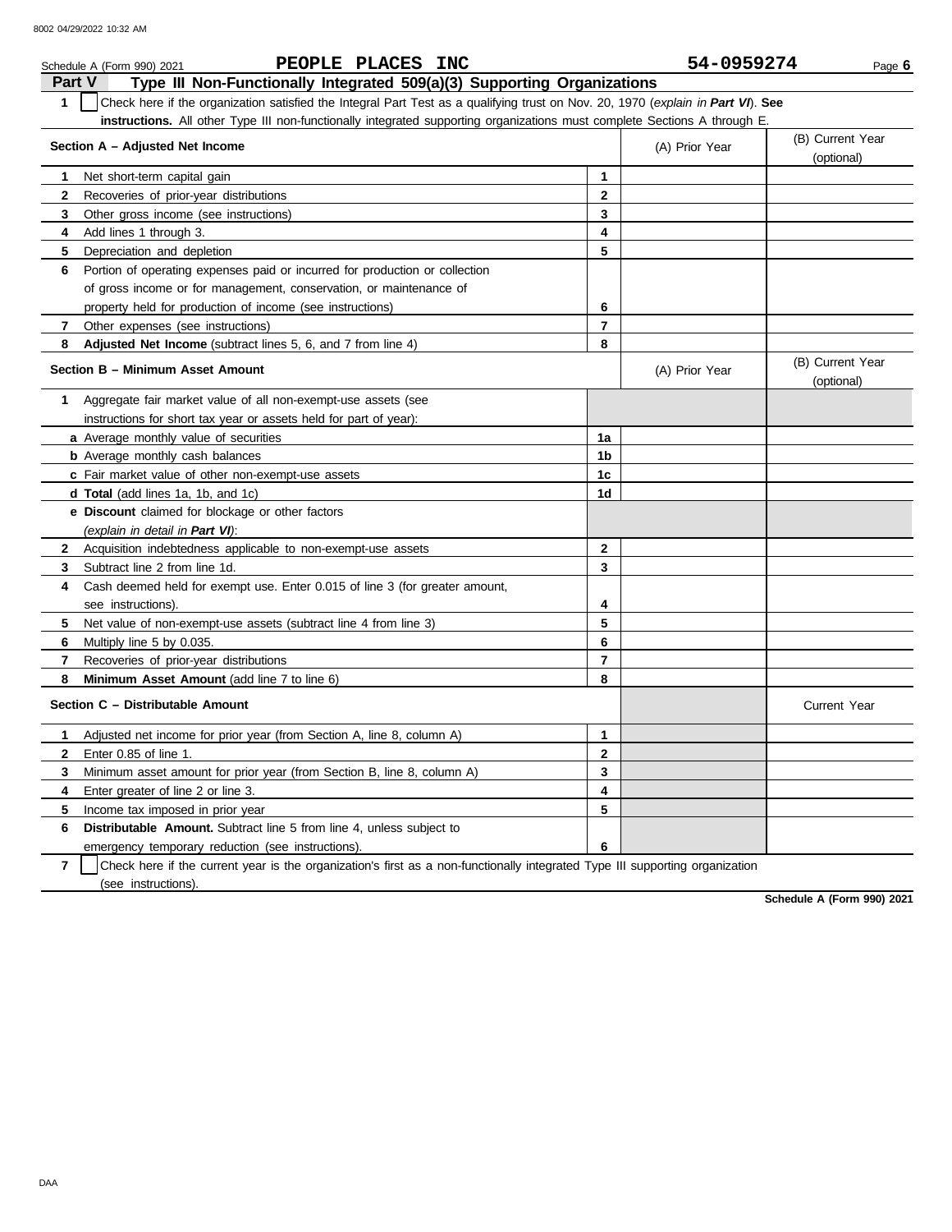Schedule A (Form 990) 2021 PEOPLE PLACES INC 54-0959274

## Part V Type III Non-Functionally Integrated 509(a)(3) Supporting Organizations

**1** ☐ Check here if the organization satisfied the Integral Part Test as a qualifying trust on Nov. 20, 1970 (*explain in **Part VI***). **See instructions.** All other Type III non-functionally integrated supporting organizations must complete Sections A through E.

| Section A – Adjusted Net Income | | (A) Prior Year | (B) Current Year (optional) |
|---|---|---|---|
| **1** Net short-term capital gain | 1 | | |
| **2** Recoveries of prior-year distributions | 2 | | |
| **3** Other gross income (see instructions) | 3 | | |
| **4** Add lines 1 through 3. | 4 | | |
| **5** Depreciation and depletion | 5 | | |
| **6** Portion of operating expenses paid or incurred for production or collection of gross income or for management, conservation, or maintenance of property held for production of income (see instructions) | 6 | | |
| **7** Other expenses (see instructions) | 7 | | |
| **8** **Adjusted Net Income** (subtract lines 5, 6, and 7 from line 4) | 8 | | |

| Section B – Minimum Asset Amount | | (A) Prior Year | (B) Current Year (optional) |
|---|---|---|---|
| **1** Aggregate fair market value of all non-exempt-use assets (see instructions for short tax year or assets held for part of year): | | | |
| **a** Average monthly value of securities | 1a | | |
| **b** Average monthly cash balances | 1b | | |
| **c** Fair market value of other non-exempt-use assets | 1c | | |
| **d** **Total** (add lines 1a, 1b, and 1c) | 1d | | |
| **e** **Discount** claimed for blockage or other factors (*explain in detail in **Part VI***): | | | |
| **2** Acquisition indebtedness applicable to non-exempt-use assets | 2 | | |
| **3** Subtract line 2 from line 1d. | 3 | | |
| **4** Cash deemed held for exempt use. Enter 0.015 of line 3 (for greater amount, see instructions). | 4 | | |
| **5** Net value of non-exempt-use assets (subtract line 4 from line 3) | 5 | | |
| **6** Multiply line 5 by 0.035. | 6 | | |
| **7** Recoveries of prior-year distributions | 7 | | |
| **8** **Minimum Asset Amount** (add line 7 to line 6) | 8 | | |

| Section C – Distributable Amount | | | Current Year |
|---|---|---|---|
| **1** Adjusted net income for prior year (from Section A, line 8, column A) | 1 | | |
| **2** Enter 0.85 of line 1. | 2 | | |
| **3** Minimum asset amount for prior year (from Section B, line 8, column A) | 3 | | |
| **4** Enter greater of line 2 or line 3. | 4 | | |
| **5** Income tax imposed in prior year | 5 | | |
| **6** **Distributable Amount.** Subtract line 5 from line 4, unless subject to emergency temporary reduction (see instructions). | 6 | | |

**7** ☐ Check here if the current year is the organization's first as a non-functionally integrated Type III supporting organization (see instructions).

**Schedule A (Form 990) 2021**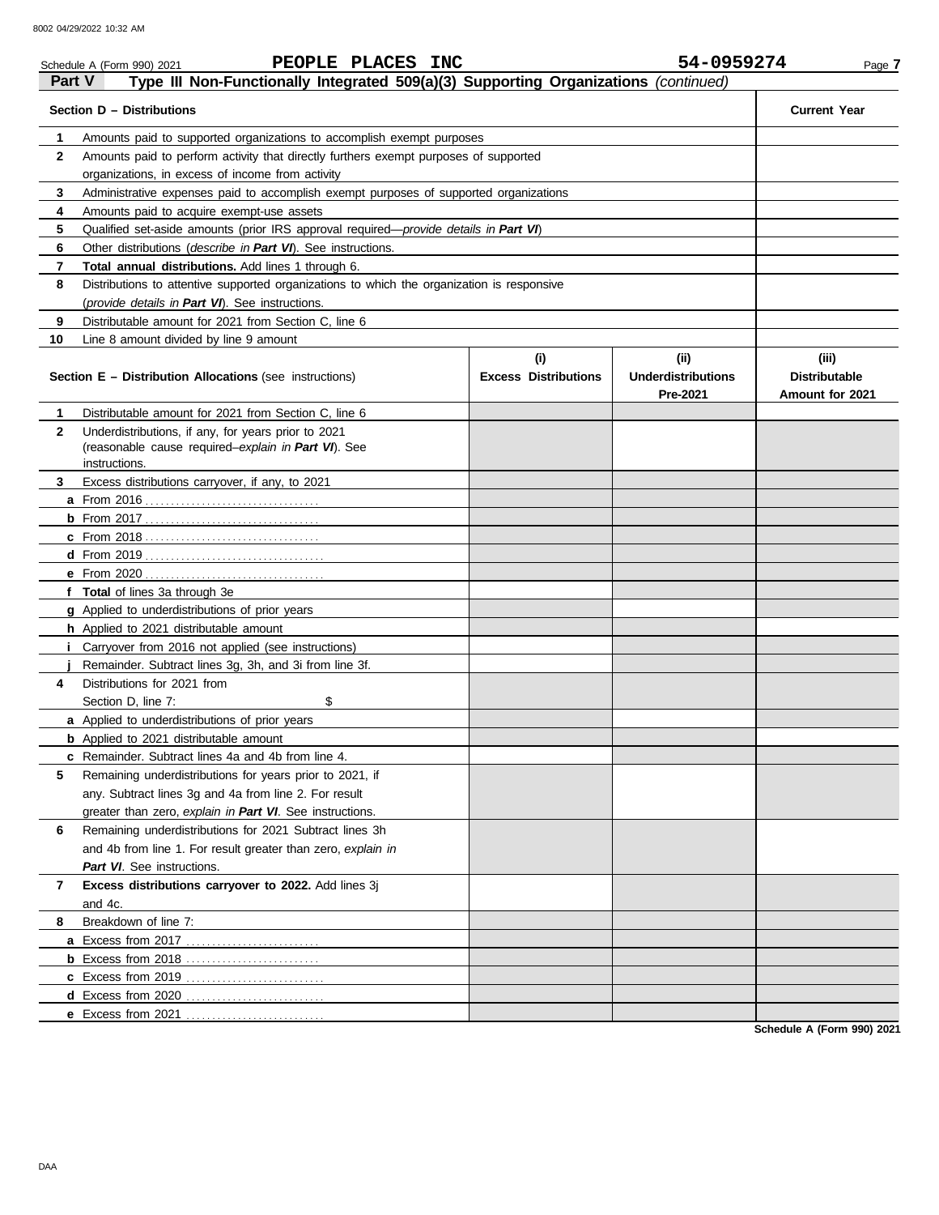Schedule A (Form 990) 2021 **PEOPLE PLACES INC** **54-0959274**

**Part V** **Type III Non-Functionally Integrated 509(a)(3) Supporting Organizations** *(continued)*

| **Section D – Distributions** | | **Current Year** |
|---|---|---|
| **1** | Amounts paid to supported organizations to accomplish exempt purposes | |
| **2** | Amounts paid to perform activity that directly furthers exempt purposes of supported organizations, in excess of income from activity | |
| **3** | Administrative expenses paid to accomplish exempt purposes of supported organizations | |
| **4** | Amounts paid to acquire exempt-use assets | |
| **5** | Qualified set-aside amounts (prior IRS approval required—*provide details in **Part VI***) | |
| **6** | Other distributions (*describe in **Part VI***). See instructions. | |
| **7** | **Total annual distributions.** Add lines 1 through 6. | |
| **8** | Distributions to attentive supported organizations to which the organization is responsive (*provide details in **Part VI***). See instructions. | |
| **9** | Distributable amount for 2021 from Section C, line 6 | |
| **10** | Line 8 amount divided by line 9 amount | |

| **Section E – Distribution Allocations** (see instructions) | **(i) Excess Distributions** | **(ii) Underdistributions Pre-2021** | **(iii) Distributable Amount for 2021** |
|---|---|---|---|
| **1** Distributable amount for 2021 from Section C, line 6 | | | |
| **2** Underdistributions, if any, for years prior to 2021 (reasonable cause required–*explain in **Part VI***). See instructions. | | | |
| **3** Excess distributions carryover, if any, to 2021 | | | |
| **a** From 2016 | | | |
| **b** From 2017 | | | |
| **c** From 2018 | | | |
| **d** From 2019 | | | |
| **e** From 2020 | | | |
| **f** **Total** of lines 3a through 3e | | | |
| **g** Applied to underdistributions of prior years | | | |
| **h** Applied to 2021 distributable amount | | | |
| **i** Carryover from 2016 not applied (see instructions) | | | |
| **j** Remainder. Subtract lines 3g, 3h, and 3i from line 3f. | | | |
| **4** Distributions for 2021 from Section D, line 7: $ | | | |
| **a** Applied to underdistributions of prior years | | | |
| **b** Applied to 2021 distributable amount | | | |
| **c** Remainder. Subtract lines 4a and 4b from line 4. | | | |
| **5** Remaining underdistributions for years prior to 2021, if any. Subtract lines 3g and 4a from line 2. For result greater than zero, *explain in **Part VI***. See instructions. | | | |
| **6** Remaining underdistributions for 2021 Subtract lines 3h and 4b from line 1. For result greater than zero, *explain in **Part VI***. See instructions. | | | |
| **7** **Excess distributions carryover to 2022.** Add lines 3j and 4c. | | | |
| **8** Breakdown of line 7: | | | |
| **a** Excess from 2017 | | | |
| **b** Excess from 2018 | | | |
| **c** Excess from 2019 | | | |
| **d** Excess from 2020 | | | |
| **e** Excess from 2021 | | | |

**Schedule A (Form 990) 2021**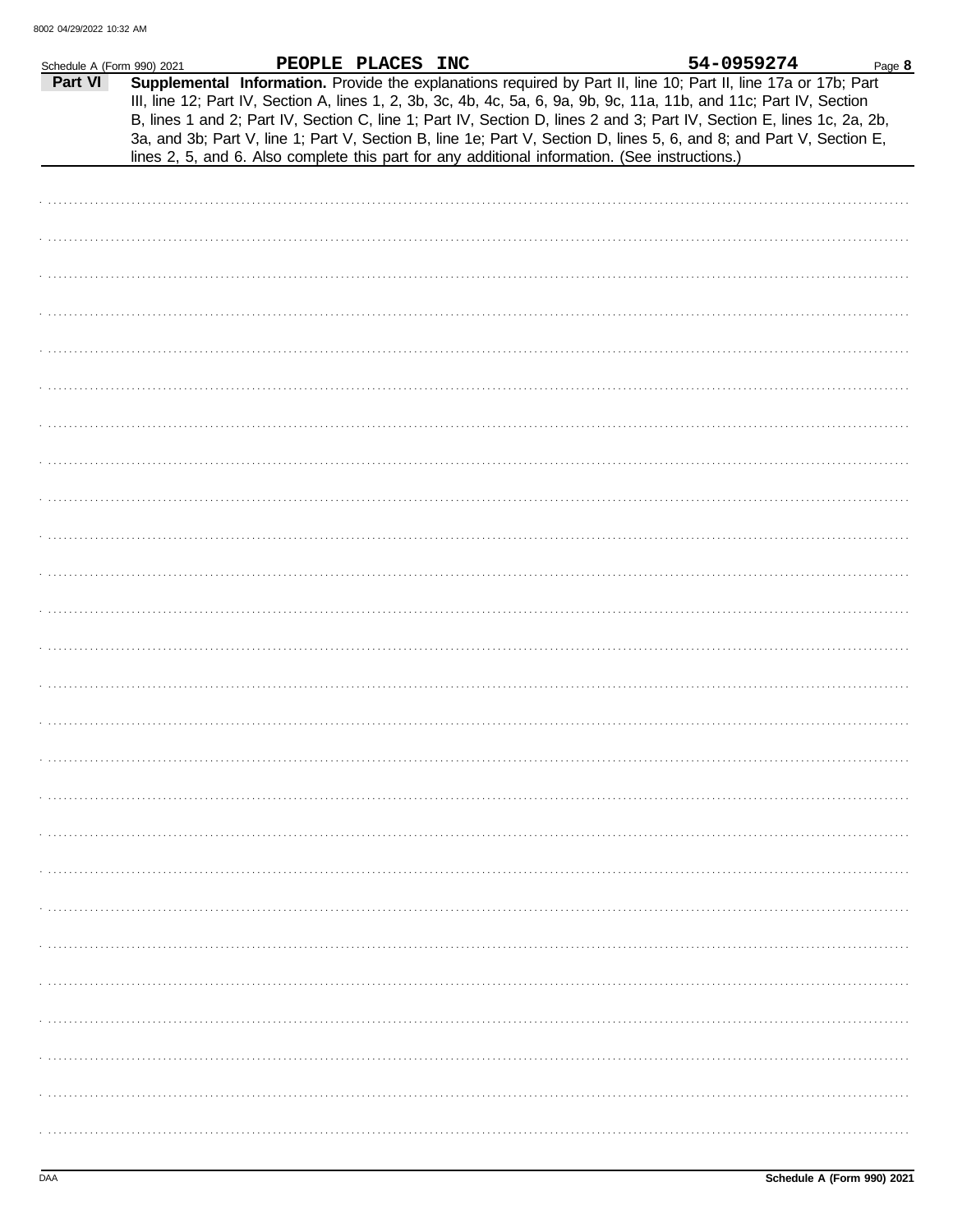Schedule A (Form 990) 2021 **PEOPLE PLACES INC** **54-0959274**

**Part VI** **Supplemental Information.** Provide the explanations required by Part II, line 10; Part II, line 17a or 17b; Part III, line 12; Part IV, Section A, lines 1, 2, 3b, 3c, 4b, 4c, 5a, 6, 9a, 9b, 9c, 11a, 11b, and 11c; Part IV, Section B, lines 1 and 2; Part IV, Section C, line 1; Part IV, Section D, lines 2 and 3; Part IV, Section E, lines 1c, 2a, 2b, 3a, and 3b; Part V, line 1; Part V, Section B, line 1e; Part V, Section D, lines 5, 6, and 8; and Part V, Section E, lines 2, 5, and 6. Also complete this part for any additional information. (See instructions.)

DAA **Schedule A (Form 990) 2021**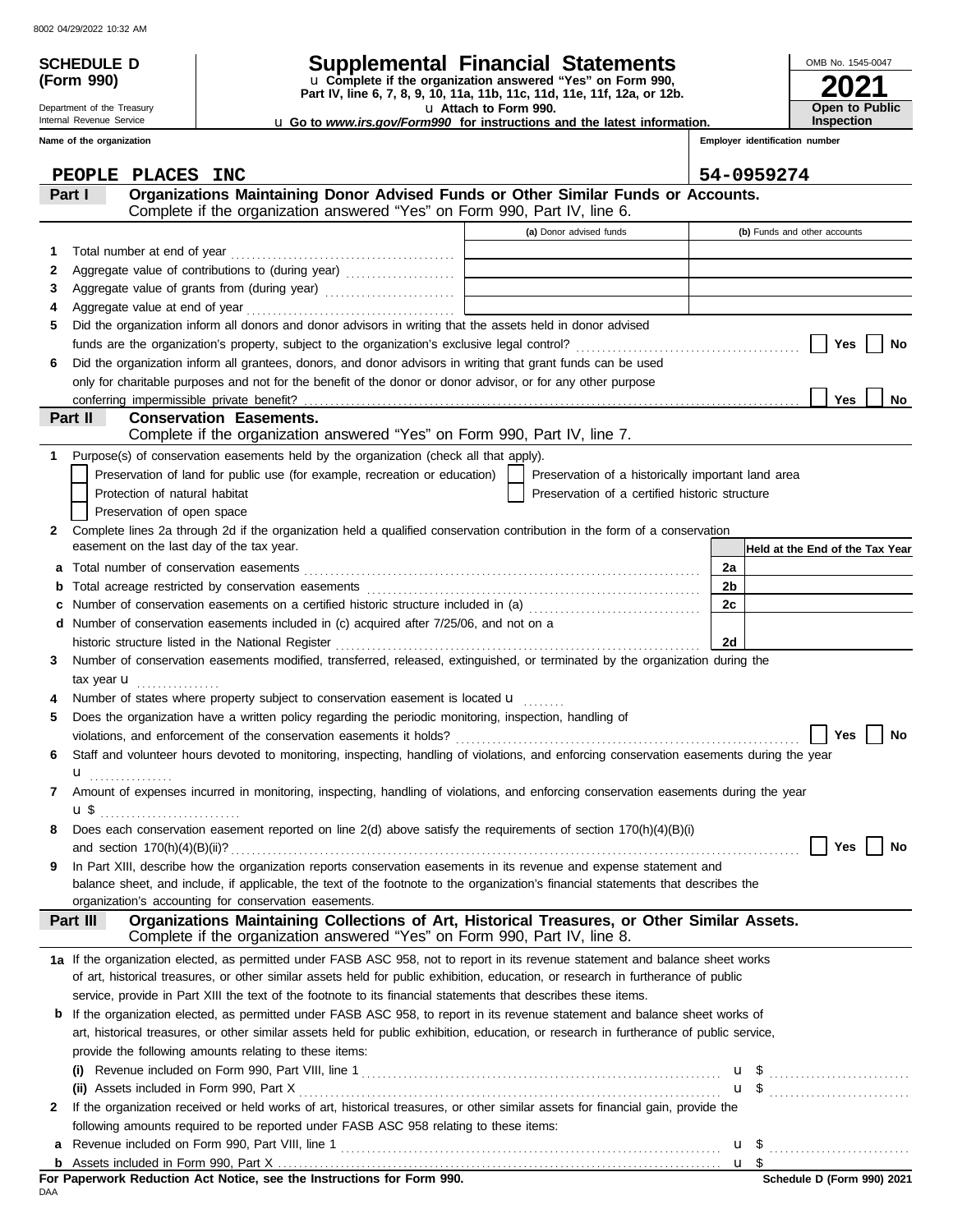**SCHEDULE D (Form 990)**

Department of the Treasury
Internal Revenue Service

# Supplemental Financial Statements

u Complete if the organization answered "Yes" on Form 990, Part IV, line 6, 7, 8, 9, 10, 11a, 11b, 11c, 11d, 11e, 11f, 12a, or 12b.
u Attach to Form 990.
u Go to *www.irs.gov/Form990* for instructions and the latest information.

OMB No. 1545-0047
**2021**
**Open to Public Inspection**

**Name of the organization:** PEOPLE PLACES INC
**Employer identification number:** 54-0959274

## Part I — Organizations Maintaining Donor Advised Funds or Other Similar Funds or Accounts.
Complete if the organization answered "Yes" on Form 990, Part IV, line 6.

| | | (a) Donor advised funds | (b) Funds and other accounts |
|---|---|---|---|
| 1 | Total number at end of year | | |
| 2 | Aggregate value of contributions to (during year) | | |
| 3 | Aggregate value of grants from (during year) | | |
| 4 | Aggregate value at end of year | | |

5 Did the organization inform all donors and donor advisors in writing that the assets held in donor advised funds are the organization's property, subject to the organization's exclusive legal control? ☐ Yes ☐ No

6 Did the organization inform all grantees, donors, and donor advisors in writing that grant funds can be used only for charitable purposes and not for the benefit of the donor or donor advisor, or for any other purpose conferring impermissible private benefit? ☐ Yes ☐ No

## Part II — Conservation Easements.
Complete if the organization answered "Yes" on Form 990, Part IV, line 7.

1 Purpose(s) of conservation easements held by the organization (check all that apply).
- ☐ Preservation of land for public use (for example, recreation or education)
- ☐ Preservation of a historically important land area
- ☐ Protection of natural habitat
- ☐ Preservation of a certified historic structure
- ☐ Preservation of open space

2 Complete lines 2a through 2d if the organization held a qualified conservation contribution in the form of a conservation easement on the last day of the tax year.

| | | | Held at the End of the Tax Year |
|---|---|---|---|
| a | Total number of conservation easements | 2a | |
| b | Total acreage restricted by conservation easements | 2b | |
| c | Number of conservation easements on a certified historic structure included in (a) | 2c | |
| d | Number of conservation easements included in (c) acquired after 7/25/06, and not on a historic structure listed in the National Register | 2d | |

3 Number of conservation easements modified, transferred, released, extinguished, or terminated by the organization during the tax year u ................

4 Number of states where property subject to conservation easement is located u ........

5 Does the organization have a written policy regarding the periodic monitoring, inspection, handling of violations, and enforcement of the conservation easements it holds? ☐ Yes ☐ No

6 Staff and volunteer hours devoted to monitoring, inspecting, handling of violations, and enforcing conservation easements during the year u ................

7 Amount of expenses incurred in monitoring, inspecting, handling of violations, and enforcing conservation easements during the year u $ ..........................

8 Does each conservation easement reported on line 2(d) above satisfy the requirements of section 170(h)(4)(B)(i) and section 170(h)(4)(B)(ii)? ☐ Yes ☐ No

9 In Part XIII, describe how the organization reports conservation easements in its revenue and expense statement and balance sheet, and include, if applicable, the text of the footnote to the organization's financial statements that describes the organization's accounting for conservation easements.

## Part III — Organizations Maintaining Collections of Art, Historical Treasures, or Other Similar Assets.
Complete if the organization answered "Yes" on Form 990, Part IV, line 8.

1a If the organization elected, as permitted under FASB ASC 958, not to report in its revenue statement and balance sheet works of art, historical treasures, or other similar assets held for public exhibition, education, or research in furtherance of public service, provide in Part XIII the text of the footnote to its financial statements that describes these items.

b If the organization elected, as permitted under FASB ASC 958, to report in its revenue statement and balance sheet works of art, historical treasures, or other similar assets held for public exhibition, education, or research in furtherance of public service, provide the following amounts relating to these items:

(i) Revenue included on Form 990, Part VIII, line 1 u $ ..........................

(ii) Assets included in Form 990, Part X u $ ..........................

2 If the organization received or held works of art, historical treasures, or other similar assets for financial gain, provide the following amounts required to be reported under FASB ASC 958 relating to these items:

a Revenue included on Form 990, Part VIII, line 1 u $ ..........................

b Assets included in Form 990, Part X u $

**For Paperwork Reduction Act Notice, see the Instructions for Form 990.**
DAA
**Schedule D (Form 990) 2021**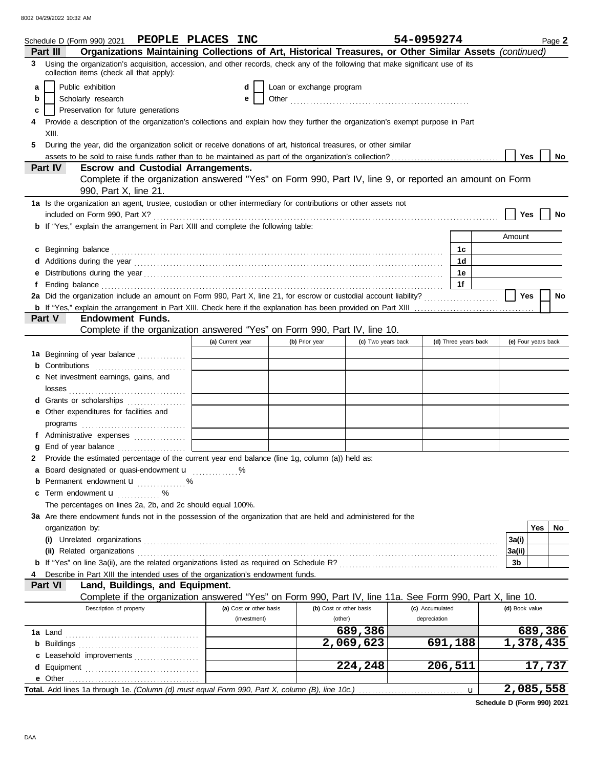Schedule D (Form 990) 2021 **PEOPLE PLACES INC** **54-0959274** Page **2**

**Part III** **Organizations Maintaining Collections of Art, Historical Treasures, or Other Similar Assets** *(continued)*

**3** Using the organization's acquisition, accession, and other records, check any of the following that make significant use of its collection items (check all that apply):

- **a** ☐ Public exhibition
- **b** ☐ Scholarly research
- **c** ☐ Preservation for future generations
- **d** ☐ Loan or exchange program
- **e** ☐ Other ..................................................

**4** Provide a description of the organization's collections and explain how they further the organization's exempt purpose in Part XIII.

**5** During the year, did the organization solicit or receive donations of art, historical treasures, or other similar assets to be sold to raise funds rather than to be maintained as part of the organization's collection? ☐ **Yes** ☐ **No**

**Part IV** **Escrow and Custodial Arrangements.**
Complete if the organization answered "Yes" on Form 990, Part IV, line 9, or reported an amount on Form 990, Part X, line 21.

**1a** Is the organization an agent, trustee, custodian or other intermediary for contributions or other assets not included on Form 990, Part X? ☐ **Yes** ☐ **No**

**b** If "Yes," explain the arrangement in Part XIII and complete the following table:

| | | Amount |
|---|---|---|
| **c** Beginning balance | **1c** | |
| **d** Additions during the year | **1d** | |
| **e** Distributions during the year | **1e** | |
| **f** Ending balance | **1f** | |

**2a** Did the organization include an amount on Form 990, Part X, line 21, for escrow or custodial account liability? ☐ **Yes** ☐ **No**

**b** If "Yes," explain the arrangement in Part XIII. Check here if the explanation has been provided on Part XIII ☐

**Part V** **Endowment Funds.**
Complete if the organization answered "Yes" on Form 990, Part IV, line 10.

| | (a) Current year | (b) Prior year | (c) Two years back | (d) Three years back | (e) Four years back |
|---|---|---|---|---|---|
| **1a** Beginning of year balance | | | | | |
| **b** Contributions | | | | | |
| **c** Net investment earnings, gains, and losses | | | | | |
| **d** Grants or scholarships | | | | | |
| **e** Other expenditures for facilities and programs | | | | | |
| **f** Administrative expenses | | | | | |
| **g** End of year balance | | | | | |

**2** Provide the estimated percentage of the current year end balance (line 1g, column (a)) held as:

- **a** Board designated or quasi-endowment u .............. %
- **b** Permanent endowment u .............. %
- **c** Term endowment u ............ %

The percentages on lines 2a, 2b, and 2c should equal 100%.

**3a** Are there endowment funds not in the possession of the organization that are held and administered for the organization by:

| | | Yes | No |
|---|---|---|---|
| **(i)** Unrelated organizations | **3a(i)** | | |
| **(ii)** Related organizations | **3a(ii)** | | |
| **b** If "Yes" on line 3a(ii), are the related organizations listed as required on Schedule R? | **3b** | | |

**4** Describe in Part XIII the intended uses of the organization's endowment funds.

**Part VI** **Land, Buildings, and Equipment.**
Complete if the organization answered "Yes" on Form 990, Part IV, line 11a. See Form 990, Part X, line 10.

| Description of property | (a) Cost or other basis (investment) | (b) Cost or other basis (other) | (c) Accumulated depreciation | (d) Book value |
|---|---|---|---|---|
| **1a** Land | | 689,386 | | 689,386 |
| **b** Buildings | | 2,069,623 | 691,188 | 1,378,435 |
| **c** Leasehold improvements | | | | |
| **d** Equipment | | 224,248 | 206,511 | 17,737 |
| **e** Other | | | | |
| **Total.** Add lines 1a through 1e. *(Column (d) must equal Form 990, Part X, column (B), line 10c.)* u | | | | 2,085,558 |

**Schedule D (Form 990) 2021**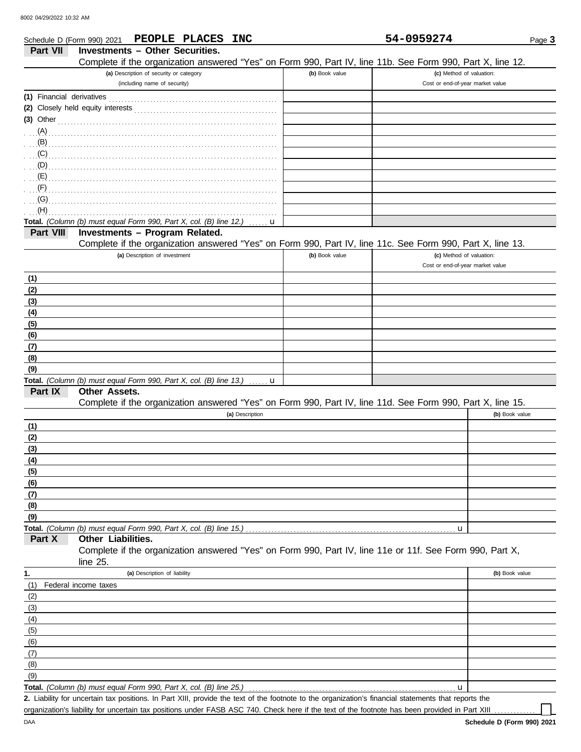8002 04/29/2022 10:32 AM

Schedule D (Form 990) 2021 **PEOPLE PLACES INC** **54-0959274** Page **3**

## Part VII Investments – Other Securities.

Complete if the organization answered "Yes" on Form 990, Part IV, line 11b. See Form 990, Part X, line 12.

| (a) Description of security or category (including name of security) | (b) Book value | (c) Method of valuation: Cost or end-of-year market value |
|---|---|---|
| (1) Financial derivatives | | |
| (2) Closely held equity interests | | |
| (3) Other | | |
| (A) | | |
| (B) | | |
| (C) | | |
| (D) | | |
| (E) | | |
| (F) | | |
| (G) | | |
| (H) | | |
| **Total.** *(Column (b) must equal Form 990, Part X, col. (B) line 12.)* u | | |

## Part VIII Investments – Program Related.

Complete if the organization answered "Yes" on Form 990, Part IV, line 11c. See Form 990, Part X, line 13.

| (a) Description of investment | (b) Book value | (c) Method of valuation: Cost or end-of-year market value |
|---|---|---|
| (1) | | |
| (2) | | |
| (3) | | |
| (4) | | |
| (5) | | |
| (6) | | |
| (7) | | |
| (8) | | |
| (9) | | |
| **Total.** *(Column (b) must equal Form 990, Part X, col. (B) line 13.)* u | | |

## Part IX Other Assets.

Complete if the organization answered "Yes" on Form 990, Part IV, line 11d. See Form 990, Part X, line 15.

| (a) Description | (b) Book value |
|---|---|
| (1) | |
| (2) | |
| (3) | |
| (4) | |
| (5) | |
| (6) | |
| (7) | |
| (8) | |
| (9) | |
| **Total.** *(Column (b) must equal Form 990, Part X, col. (B) line 15.)* u | |

## Part X Other Liabilities.

Complete if the organization answered "Yes" on Form 990, Part IV, line 11e or 11f. See Form 990, Part X, line 25.

| 1. (a) Description of liability | (b) Book value |
|---|---|
| (1) Federal income taxes | |
| (2) | |
| (3) | |
| (4) | |
| (5) | |
| (6) | |
| (7) | |
| (8) | |
| (9) | |
| **Total.** *(Column (b) must equal Form 990, Part X, col. (B) line 25.)* u | |

**2.** Liability for uncertain tax positions. In Part XIII, provide the text of the footnote to the organization's financial statements that reports the organization's liability for uncertain tax positions under FASB ASC 740. Check here if the text of the footnote has been provided in Part XIII ☐

DAA **Schedule D (Form 990) 2021**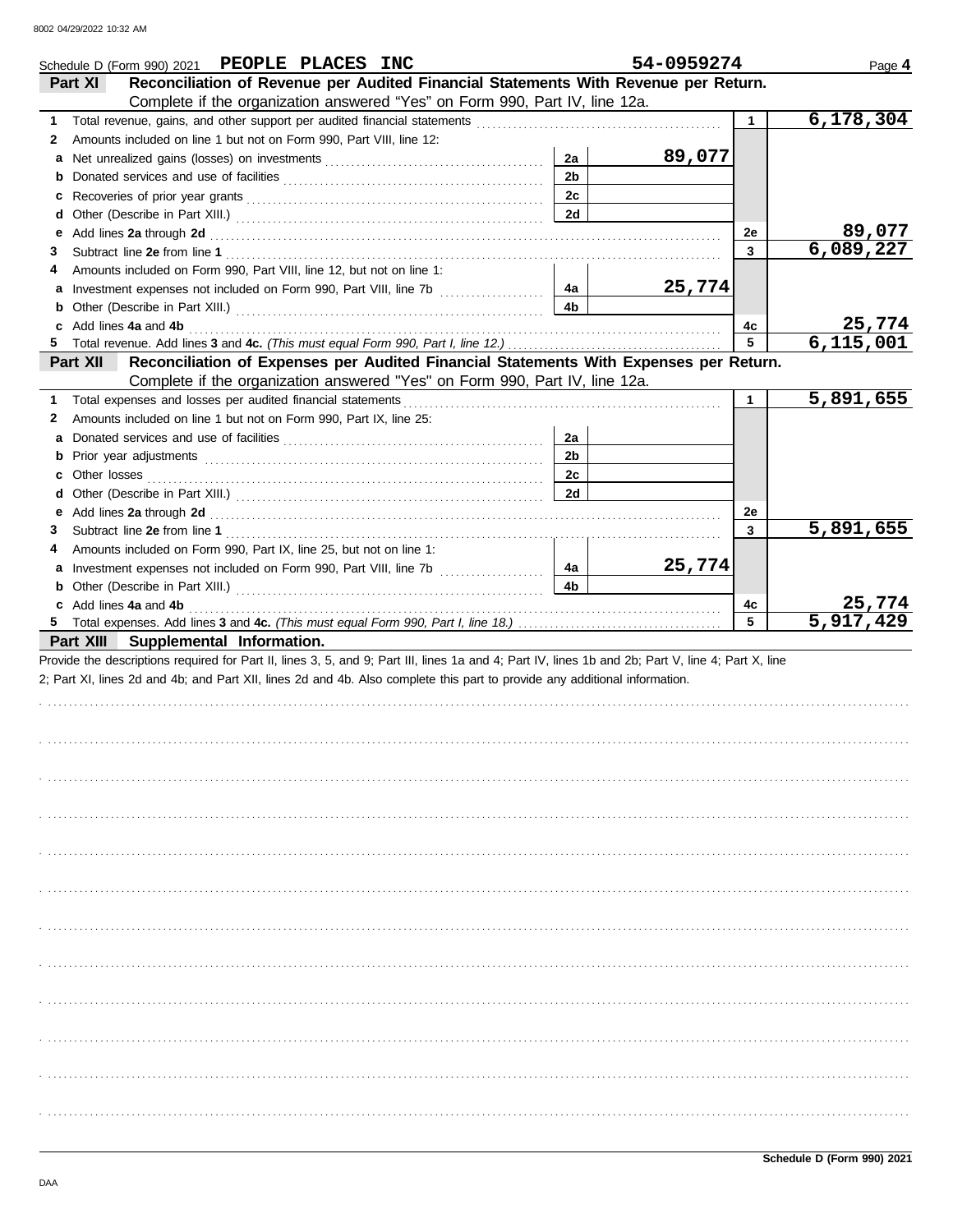Schedule D (Form 990) 2021 **PEOPLE PLACES INC** **54-0959274** Page **4**

## Part XI Reconciliation of Revenue per Audited Financial Statements With Revenue per Return.

Complete if the organization answered "Yes" on Form 990, Part IV, line 12a.

| Line | Description | Ref | Amount | Ref | Amount |
|---|---|---|---|---|---|
| 1 | Total revenue, gains, and other support per audited financial statements | | | 1 | 6,178,304 |
| 2 | Amounts included on line 1 but not on Form 990, Part VIII, line 12: | | | | |
| a | Net unrealized gains (losses) on investments | 2a | 89,077 | | |
| b | Donated services and use of facilities | 2b | | | |
| c | Recoveries of prior year grants | 2c | | | |
| d | Other (Describe in Part XIII.) | 2d | | | |
| e | Add lines **2a** through **2d** | | | 2e | 89,077 |
| 3 | Subtract line **2e** from line **1** | | | 3 | 6,089,227 |
| 4 | Amounts included on Form 990, Part VIII, line 12, but not on line 1: | | | | |
| a | Investment expenses not included on Form 990, Part VIII, line 7b | 4a | 25,774 | | |
| b | Other (Describe in Part XIII.) | 4b | | | |
| c | Add lines **4a** and **4b** | | | 4c | 25,774 |
| 5 | Total revenue. Add lines **3** and **4c.** *(This must equal Form 990, Part I, line 12.)* | | | 5 | 6,115,001 |

## Part XII Reconciliation of Expenses per Audited Financial Statements With Expenses per Return.

Complete if the organization answered "Yes" on Form 990, Part IV, line 12a.

| Line | Description | Ref | Amount | Ref | Amount |
|---|---|---|---|---|---|
| 1 | Total expenses and losses per audited financial statements | | | 1 | 5,891,655 |
| 2 | Amounts included on line 1 but not on Form 990, Part IX, line 25: | | | | |
| a | Donated services and use of facilities | 2a | | | |
| b | Prior year adjustments | 2b | | | |
| c | Other losses | 2c | | | |
| d | Other (Describe in Part XIII.) | 2d | | | |
| e | Add lines **2a** through **2d** | | | 2e | |
| 3 | Subtract line **2e** from line **1** | | | 3 | 5,891,655 |
| 4 | Amounts included on Form 990, Part IX, line 25, but not on line 1: | | | | |
| a | Investment expenses not included on Form 990, Part VIII, line 7b | 4a | 25,774 | | |
| b | Other (Describe in Part XIII.) | 4b | | | |
| c | Add lines **4a** and **4b** | | | 4c | 25,774 |
| 5 | Total expenses. Add lines **3** and **4c.** *(This must equal Form 990, Part I, line 18.)* | | | 5 | 5,917,429 |

## Part XIII Supplemental Information.

Provide the descriptions required for Part II, lines 3, 5, and 9; Part III, lines 1a and 4; Part IV, lines 1b and 2b; Part V, line 4; Part X, line 2; Part XI, lines 2d and 4b; and Part XII, lines 2d and 4b. Also complete this part to provide any additional information.

**Schedule D (Form 990) 2021**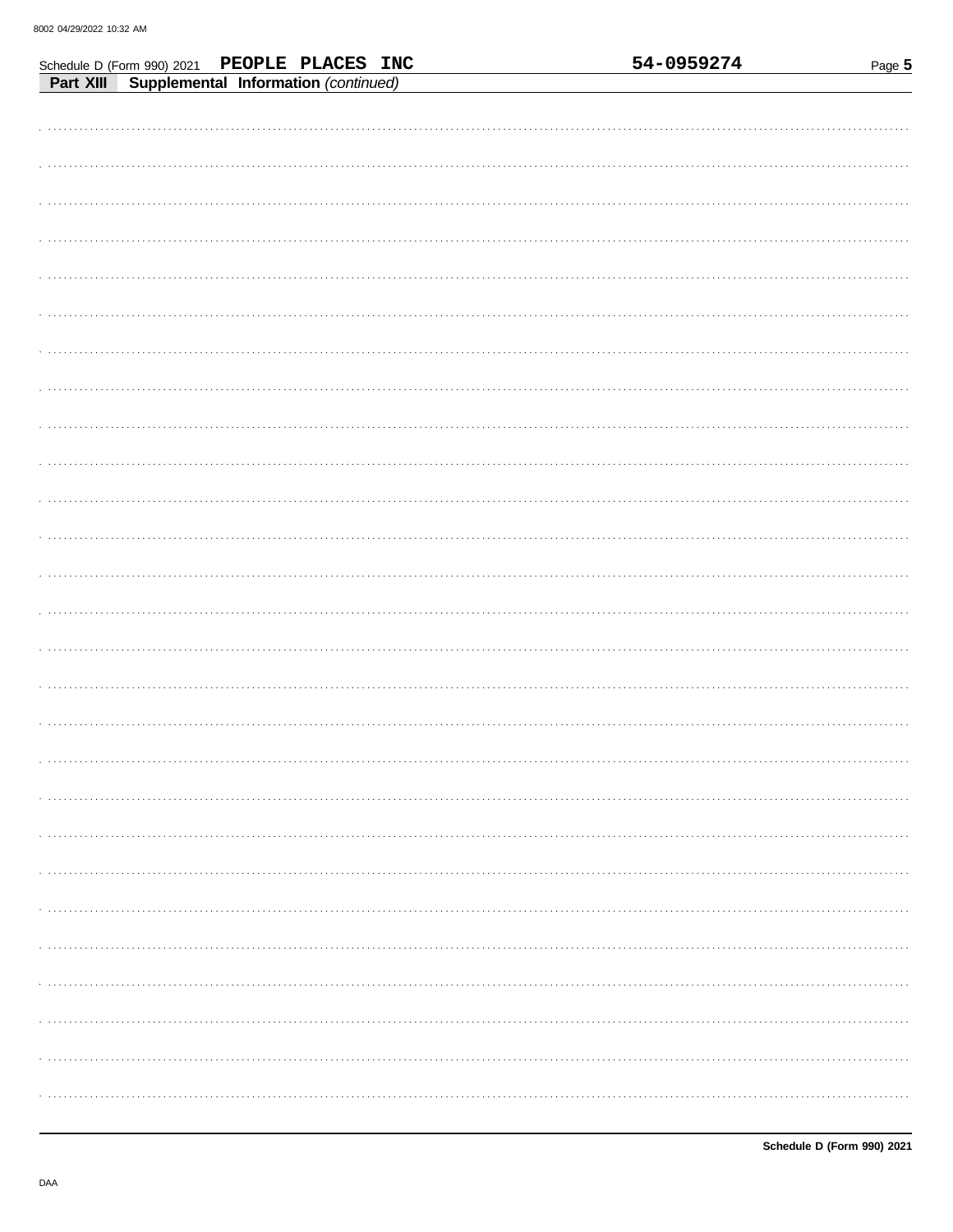Schedule D (Form 990) 2021 **PEOPLE PLACES INC** **54-0959274**

## Part XIII Supplemental Information *(continued)*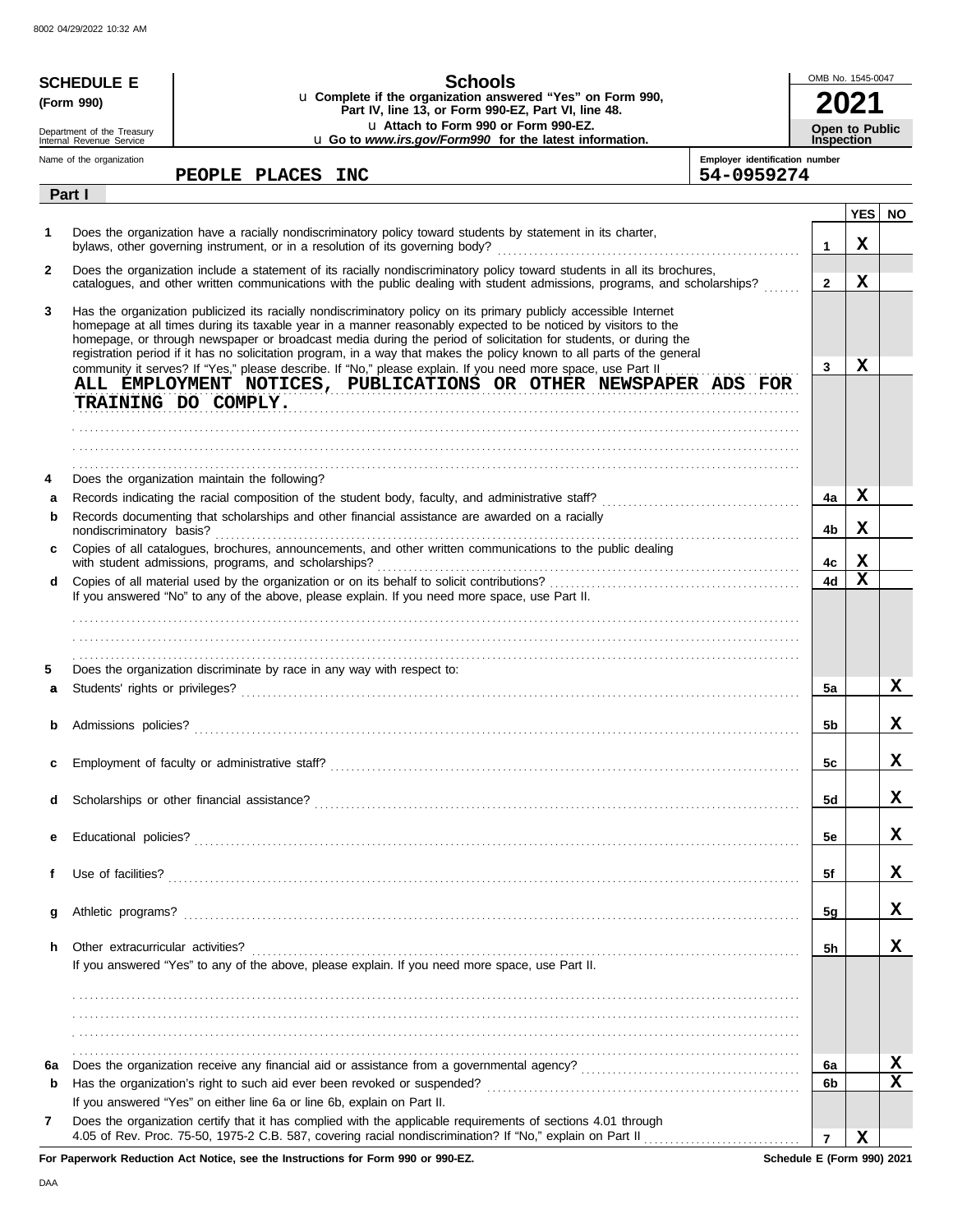8002 04/29/2022 10:32 AM

**SCHEDULE E (Form 990)**

Department of the Treasury
Internal Revenue Service

# Schools

u **Complete if the organization answered "Yes" on Form 990, Part IV, line 13, or Form 990-EZ, Part VI, line 48.**
u **Attach to Form 990 or Form 990-EZ.**
u **Go to *www.irs.gov/Form990* for the latest information.**

OMB No. 1545-0047

**2021**

**Open to Public Inspection**

Name of the organization: **PEOPLE PLACES INC**

Employer identification number: **54-0959274**

**Part I**

| | | | YES | NO |
|---|---|---|---|---|
| 1 | Does the organization have a racially nondiscriminatory policy toward students by statement in its charter, bylaws, other governing instrument, or in a resolution of its governing body? | 1 | X | |
| 2 | Does the organization include a statement of its racially nondiscriminatory policy toward students in all its brochures, catalogues, and other written communications with the public dealing with student admissions, programs, and scholarships? | 2 | X | |
| 3 | Has the organization publicized its racially nondiscriminatory policy on its primary publicly accessible Internet homepage at all times during its taxable year in a manner reasonably expected to be noticed by visitors to the homepage, or through newspaper or broadcast media during the period of solicitation for students, or during the registration period if it has no solicitation program, in a way that makes the policy known to all parts of the general community it serves? If "Yes," please describe. If "No," please explain. If you need more space, use Part II<br>ALL EMPLOYMENT NOTICES, PUBLICATIONS OR OTHER NEWSPAPER ADS FOR TRAINING DO COMPLY. | 3 | X | |
| 4 | Does the organization maintain the following? | | | |
| a | Records indicating the racial composition of the student body, faculty, and administrative staff? | 4a | X | |
| b | Records documenting that scholarships and other financial assistance are awarded on a racially nondiscriminatory basis? | 4b | X | |
| c | Copies of all catalogues, brochures, announcements, and other written communications to the public dealing with student admissions, programs, and scholarships? | 4c | X | |
| d | Copies of all material used by the organization or on its behalf to solicit contributions?<br>If you answered "No" to any of the above, please explain. If you need more space, use Part II. | 4d | X | |
| 5 | Does the organization discriminate by race in any way with respect to: | | | |
| a | Students' rights or privileges? | 5a | | X |
| b | Admissions policies? | 5b | | X |
| c | Employment of faculty or administrative staff? | 5c | | X |
| d | Scholarships or other financial assistance? | 5d | | X |
| e | Educational policies? | 5e | | X |
| f | Use of facilities? | 5f | | X |
| g | Athletic programs? | 5g | | X |
| h | Other extracurricular activities?<br>If you answered "Yes" to any of the above, please explain. If you need more space, use Part II. | 5h | | X |
| 6a | Does the organization receive any financial aid or assistance from a governmental agency? | 6a | | X |
| b | Has the organization's right to such aid ever been revoked or suspended?<br>If you answered "Yes" on either line 6a or line 6b, explain on Part II. | 6b | | X |
| 7 | Does the organization certify that it has complied with the applicable requirements of sections 4.01 through 4.05 of Rev. Proc. 75-50, 1975-2 C.B. 587, covering racial nondiscrimination? If "No," explain on Part II | 7 | X | |

**For Paperwork Reduction Act Notice, see the Instructions for Form 990 or 990-EZ.**

**Schedule E (Form 990) 2021**

DAA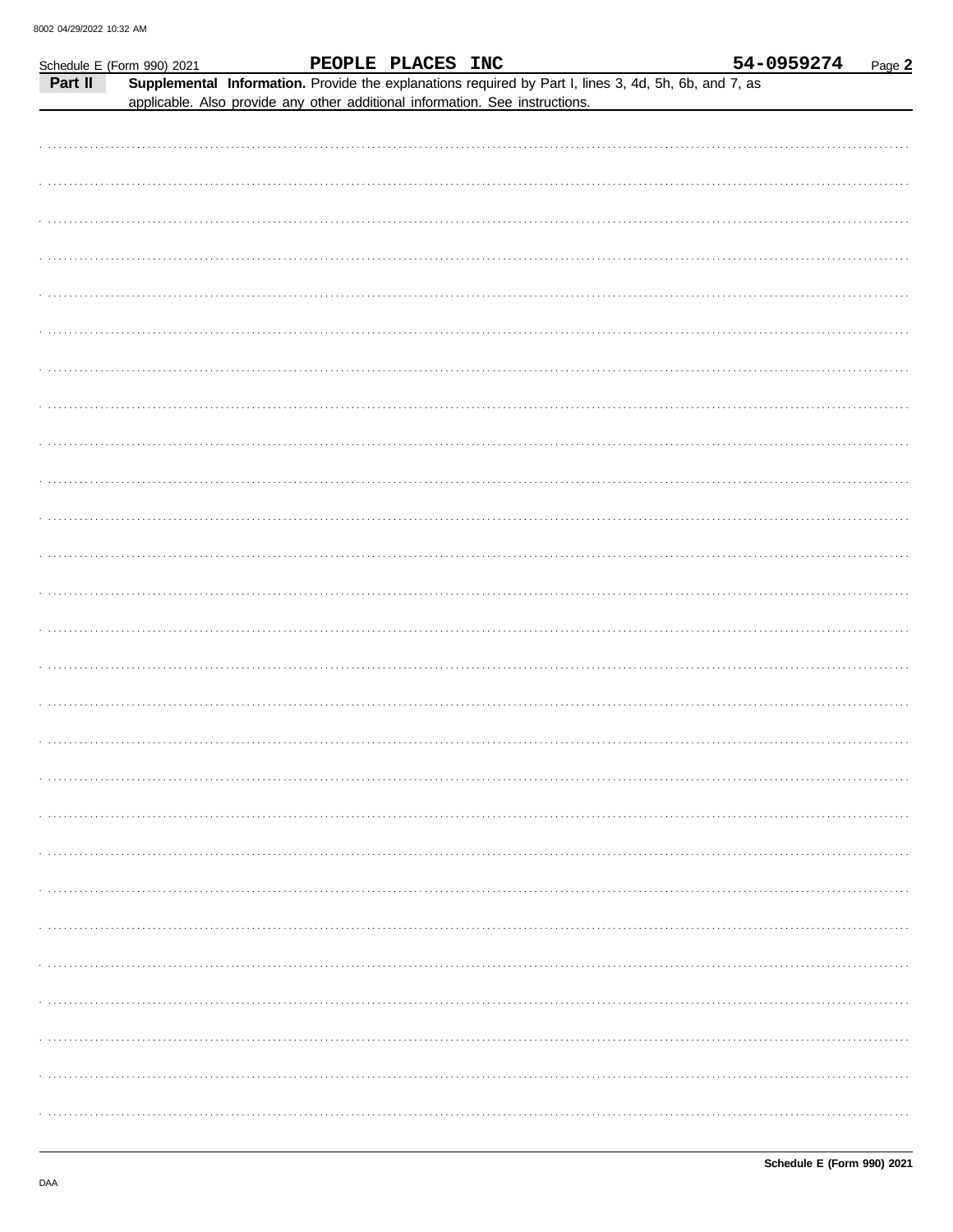Schedule E (Form 990) 2021 PEOPLE PLACES INC 54-0959274 Page **2**

**Part II** **Supplemental Information.** Provide the explanations required by Part I, lines 3, 4d, 5h, 6b, and 7, as applicable. Also provide any other additional information. See instructions.

**Schedule E (Form 990) 2021**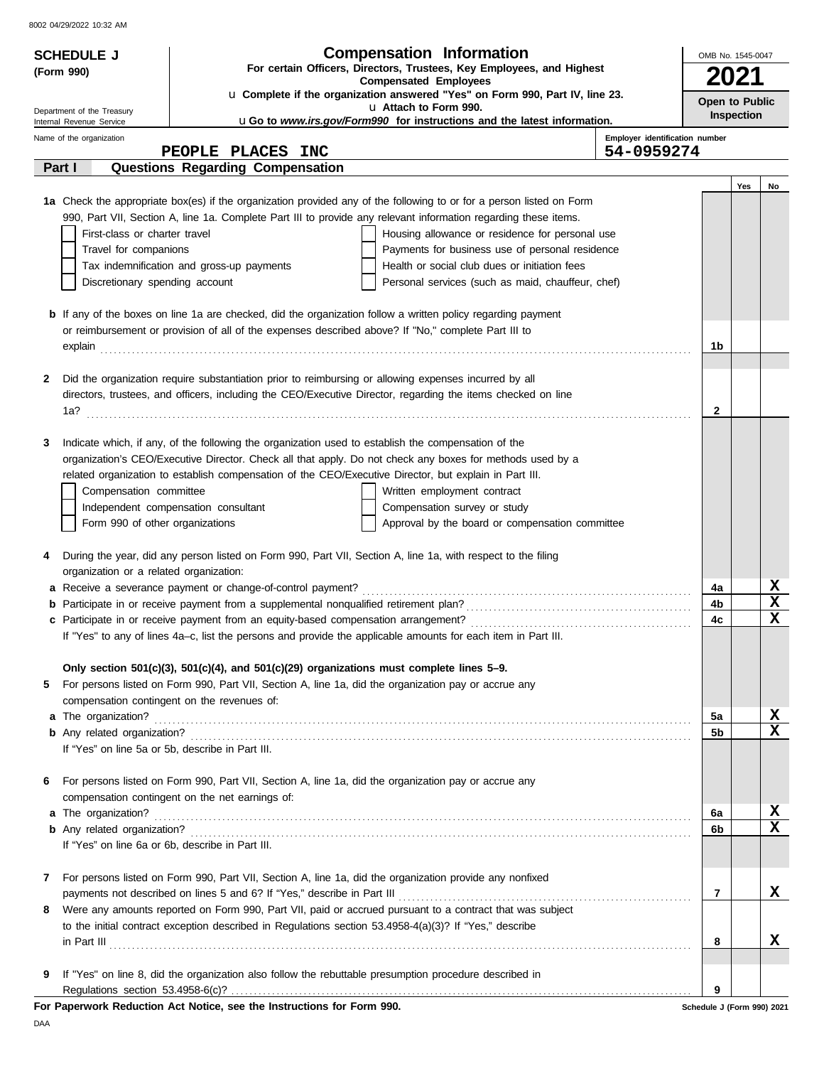8002 04/29/2022 10:32 AM

**SCHEDULE J**
**(Form 990)**

Department of the Treasury
Internal Revenue Service

# Compensation Information

**For certain Officers, Directors, Trustees, Key Employees, and Highest Compensated Employees**

u **Complete if the organization answered "Yes" on Form 990, Part IV, line 23.**
u **Attach to Form 990.**
u **Go to *www.irs.gov/Form990* for instructions and the latest information.**

OMB No. 1545-0047

**2021**

**Open to Public Inspection**

Name of the organization: PEOPLE PLACES INC

Employer identification number: 54-0959274

## Part I — Questions Regarding Compensation

| | | | Yes | No |
|---|---|---|---|---|
| **1a** | Check the appropriate box(es) if the organization provided any of the following to or for a person listed on Form 990, Part VII, Section A, line 1a. Complete Part III to provide any relevant information regarding these items.<br>☐ First-class or charter travel ☐ Housing allowance or residence for personal use<br>☐ Travel for companions ☐ Payments for business use of personal residence<br>☐ Tax indemnification and gross-up payments ☐ Health or social club dues or initiation fees<br>☐ Discretionary spending account ☐ Personal services (such as maid, chauffeur, chef) | | | |
| **b** | If any of the boxes on line 1a are checked, did the organization follow a written policy regarding payment or reimbursement or provision of all of the expenses described above? If "No," complete Part III to explain | 1b | | |
| **2** | Did the organization require substantiation prior to reimbursing or allowing expenses incurred by all directors, trustees, and officers, including the CEO/Executive Director, regarding the items checked on line 1a? | 2 | | |
| **3** | Indicate which, if any, of the following the organization used to establish the compensation of the organization's CEO/Executive Director. Check all that apply. Do not check any boxes for methods used by a related organization to establish compensation of the CEO/Executive Director, but explain in Part III.<br>☐ Compensation committee ☐ Written employment contract<br>☐ Independent compensation consultant ☐ Compensation survey or study<br>☐ Form 990 of other organizations ☐ Approval by the board or compensation committee | | | |
| **4** | During the year, did any person listed on Form 990, Part VII, Section A, line 1a, with respect to the filing organization or a related organization: | | | |
| **a** | Receive a severance payment or change-of-control payment? | 4a | | X |
| **b** | Participate in or receive payment from a supplemental nonqualified retirement plan? | 4b | | X |
| **c** | Participate in or receive payment from an equity-based compensation arrangement? | 4c | | X |
| | If "Yes" to any of lines 4a–c, list the persons and provide the applicable amounts for each item in Part III. | | | |
| | **Only section 501(c)(3), 501(c)(4), and 501(c)(29) organizations must complete lines 5–9.** | | | |
| **5** | For persons listed on Form 990, Part VII, Section A, line 1a, did the organization pay or accrue any compensation contingent on the revenues of: | | | |
| **a** | The organization? | 5a | | X |
| **b** | Any related organization? | 5b | | X |
| | If "Yes" on line 5a or 5b, describe in Part III. | | | |
| **6** | For persons listed on Form 990, Part VII, Section A, line 1a, did the organization pay or accrue any compensation contingent on the net earnings of: | | | |
| **a** | The organization? | 6a | | X |
| **b** | Any related organization? | 6b | | X |
| | If "Yes" on line 6a or 6b, describe in Part III. | | | |
| **7** | For persons listed on Form 990, Part VII, Section A, line 1a, did the organization provide any nonfixed payments not described on lines 5 and 6? If "Yes," describe in Part III | 7 | | X |
| **8** | Were any amounts reported on Form 990, Part VII, paid or accrued pursuant to a contract that was subject to the initial contract exception described in Regulations section 53.4958-4(a)(3)? If "Yes," describe in Part III | 8 | | X |
| **9** | If "Yes" on line 8, did the organization also follow the rebuttable presumption procedure described in Regulations section 53.4958-6(c)? | 9 | | |

**For Paperwork Reduction Act Notice, see the Instructions for Form 990.**

Schedule J (Form 990) 2021

DAA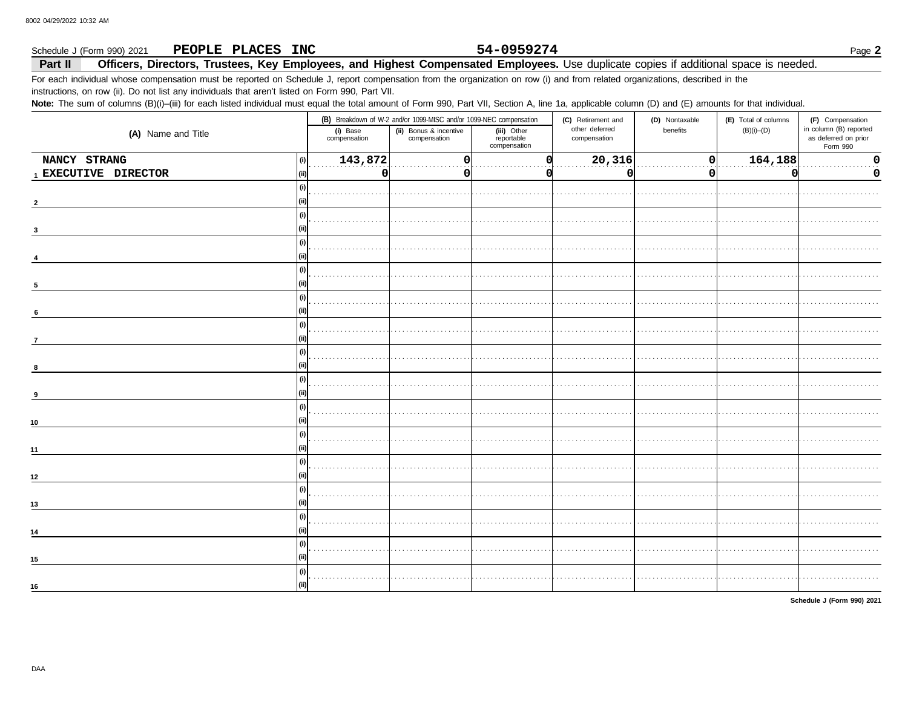8002 04/29/2022 10:32 AM

Schedule J (Form 990) 2021 **PEOPLE PLACES INC** **54-0959274** Page **2**

## Part II Officers, Directors, Trustees, Key Employees, and Highest Compensated Employees. Use duplicate copies if additional space is needed.

For each individual whose compensation must be reported on Schedule J, report compensation from the organization on row (i) and from related organizations, described in the instructions, on row (ii). Do not list any individuals that aren't listed on Form 990, Part VII.

**Note:** The sum of columns (B)(i)–(iii) for each listed individual must equal the total amount of Form 990, Part VII, Section A, line 1a, applicable column (D) and (E) amounts for that individual.

| (A) Name and Title | | (B) Breakdown of W-2 and/or 1099-MISC and/or 1099-NEC compensation | | | (C) Retirement and other deferred compensation | (D) Nontaxable benefits | (E) Total of columns (B)(i)–(D) | (F) Compensation in column (B) reported as deferred on prior Form 990 |
|---|---|---|---|---|---|---|---|---|
| | | (i) Base compensation | (ii) Bonus & incentive compensation | (iii) Other reportable compensation | | | | |
| 1 NANCY STRANG | (i) | 143,872 | 0 | 0 | 20,316 | 0 | 164,188 | 0 |
| EXECUTIVE DIRECTOR | (ii) | 0 | 0 | 0 | 0 | 0 | 0 | 0 |
| 2 | (i) | | | | | | | |
| | (ii) | | | | | | | |
| 3 | (i) | | | | | | | |
| | (ii) | | | | | | | |
| 4 | (i) | | | | | | | |
| | (ii) | | | | | | | |
| 5 | (i) | | | | | | | |
| | (ii) | | | | | | | |
| 6 | (i) | | | | | | | |
| | (ii) | | | | | | | |
| 7 | (i) | | | | | | | |
| | (ii) | | | | | | | |
| 8 | (i) | | | | | | | |
| | (ii) | | | | | | | |
| 9 | (i) | | | | | | | |
| | (ii) | | | | | | | |
| 10 | (i) | | | | | | | |
| | (ii) | | | | | | | |
| 11 | (i) | | | | | | | |
| | (ii) | | | | | | | |
| 12 | (i) | | | | | | | |
| | (ii) | | | | | | | |
| 13 | (i) | | | | | | | |
| | (ii) | | | | | | | |
| 14 | (i) | | | | | | | |
| | (ii) | | | | | | | |
| 15 | (i) | | | | | | | |
| | (ii) | | | | | | | |
| 16 | (i) | | | | | | | |
| | (ii) | | | | | | | |

**Schedule J (Form 990) 2021**

DAA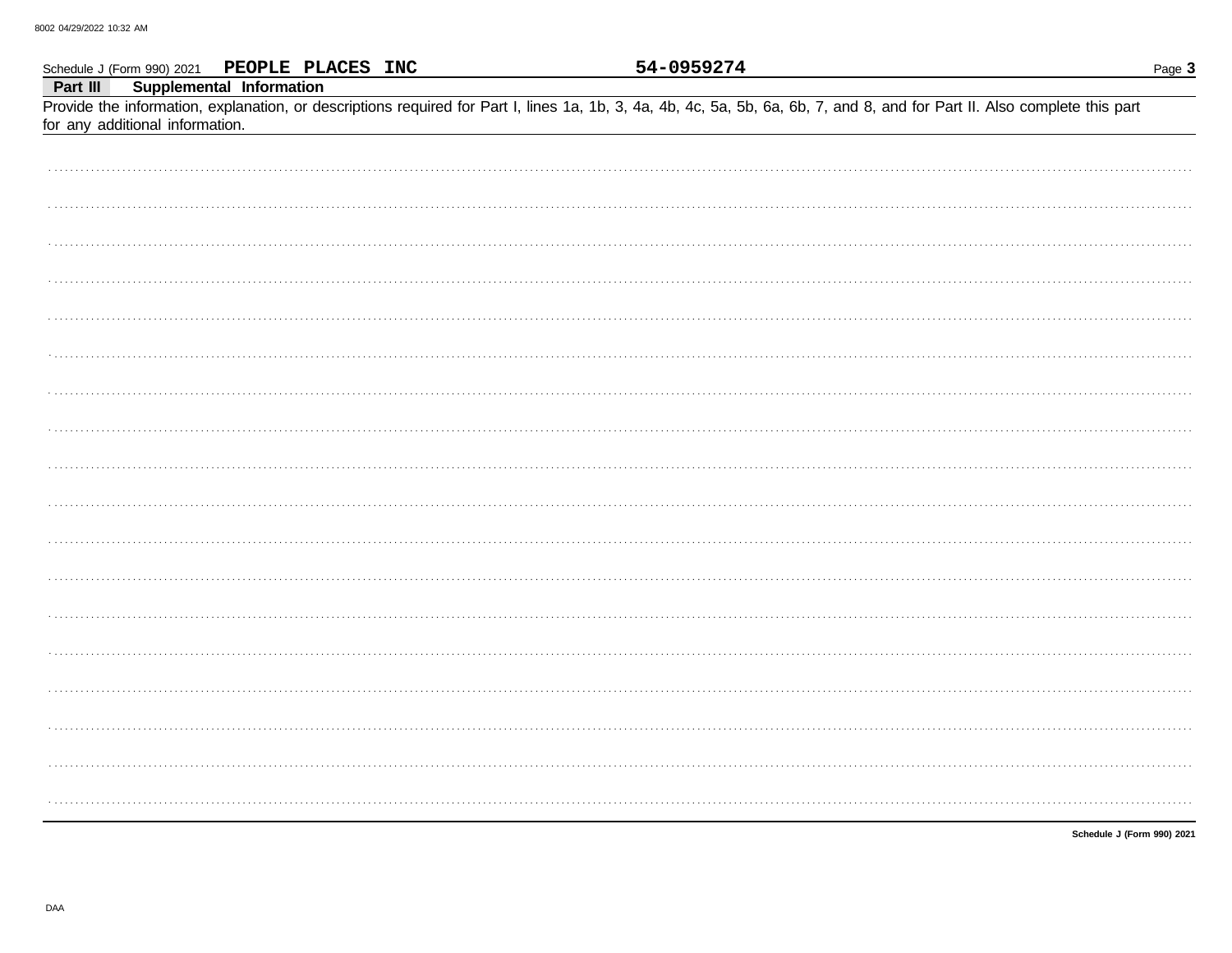Schedule J (Form 990) 2021 **PEOPLE PLACES INC** **54-0959274**

**Part III** **Supplemental Information**

Provide the information, explanation, or descriptions required for Part I, lines 1a, 1b, 3, 4a, 4b, 4c, 5a, 5b, 6a, 6b, 7, and 8, and for Part II. Also complete this part for any additional information.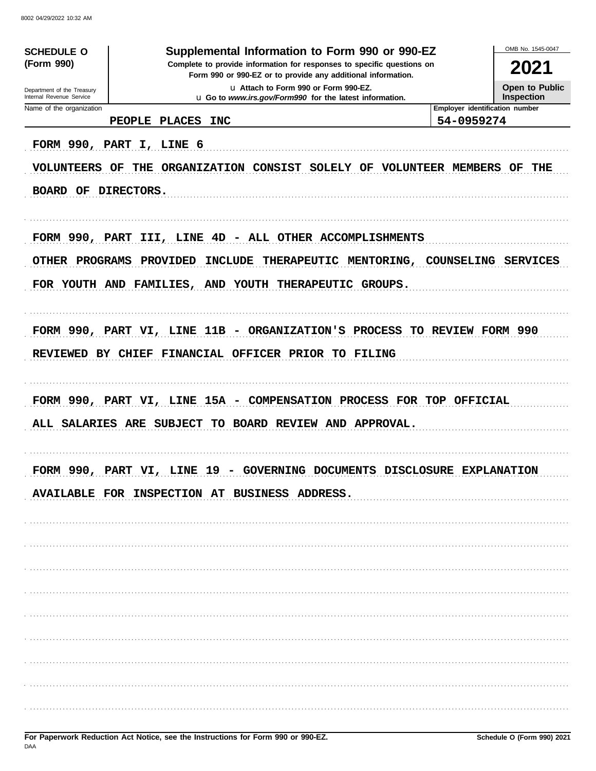**SCHEDULE O (Form 990)**

# Supplemental Information to Form 990 or 990-EZ

**Complete to provide information for responses to specific questions on Form 990 or 990-EZ or to provide any additional information.**

u Attach to Form 990 or Form 990-EZ.

u Go to *www.irs.gov/Form990* for the latest information.

Department of the Treasury
Internal Revenue Service

OMB No. 1545-0047

**2021**

**Open to Public Inspection**

| Name of the organization | Employer identification number |
|---|---|
| PEOPLE PLACES INC | 54-0959274 |

FORM 990, PART I, LINE 6

VOLUNTEERS OF THE ORGANIZATION CONSIST SOLELY OF VOLUNTEER MEMBERS OF THE BOARD OF DIRECTORS.

FORM 990, PART III, LINE 4D - ALL OTHER ACCOMPLISHMENTS

OTHER PROGRAMS PROVIDED INCLUDE THERAPEUTIC MENTORING, COUNSELING SERVICES FOR YOUTH AND FAMILIES, AND YOUTH THERAPEUTIC GROUPS.

FORM 990, PART VI, LINE 11B - ORGANIZATION'S PROCESS TO REVIEW FORM 990

REVIEWED BY CHIEF FINANCIAL OFFICER PRIOR TO FILING

FORM 990, PART VI, LINE 15A - COMPENSATION PROCESS FOR TOP OFFICIAL

ALL SALARIES ARE SUBJECT TO BOARD REVIEW AND APPROVAL.

FORM 990, PART VI, LINE 19 - GOVERNING DOCUMENTS DISCLOSURE EXPLANATION

AVAILABLE FOR INSPECTION AT BUSINESS ADDRESS.

**For Paperwork Reduction Act Notice, see the Instructions for Form 990 or 990-EZ.**

DAA

**Schedule O (Form 990) 2021**